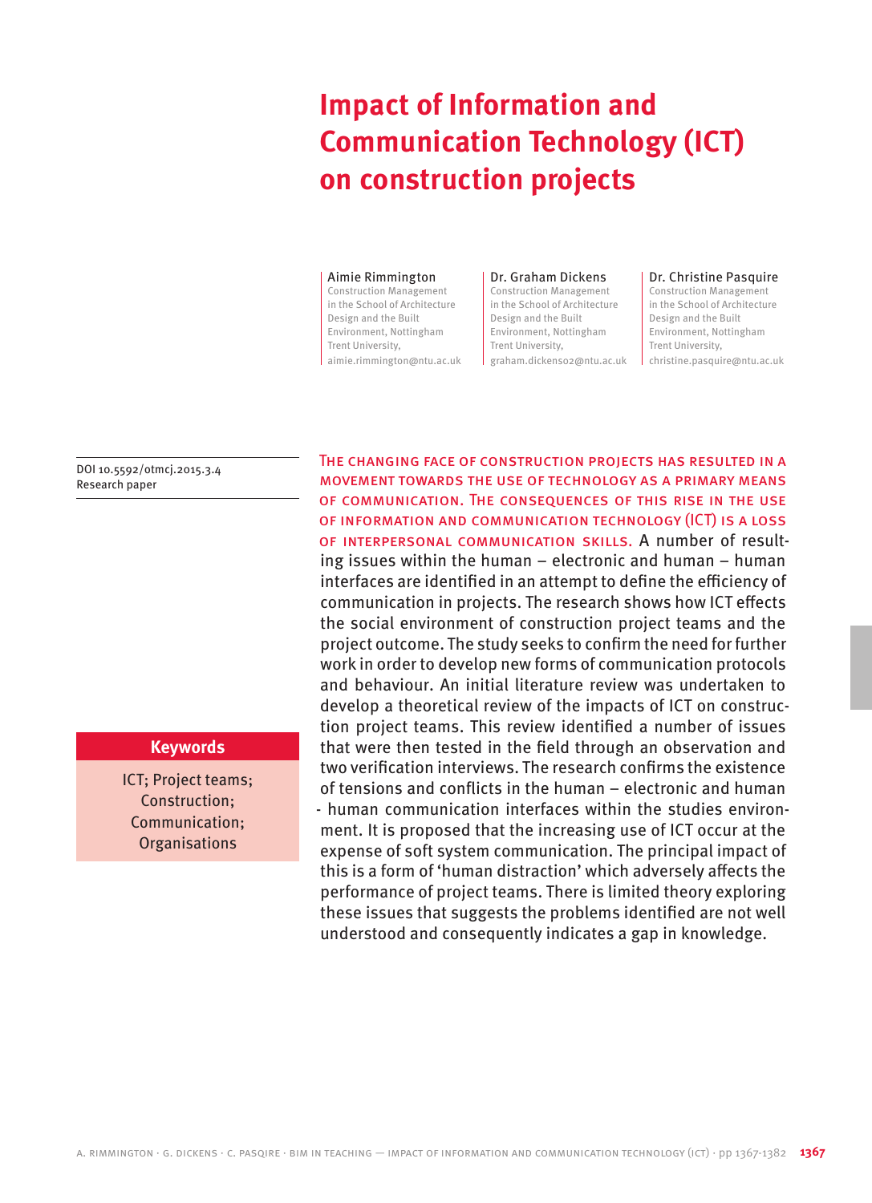# Impact of Information and Communication Technology (ICT) on construction projects

**Aimie Rimmington**
Construction Management in the School of Architecture Design and the Built Environment, Nottingham Trent University,
aimie.rimmington@ntu.ac.uk

**Dr. Graham Dickens**
Construction Management in the School of Architecture Design and the Built Environment, Nottingham Trent University,
graham.dickens02@ntu.ac.uk

**Dr. Christine Pasquire**
Construction Management in the School of Architecture Design and the Built Environment, Nottingham Trent University,
christine.pasquire@ntu.ac.uk

DOI 10.5592/otmcj.2015.3.4
Research paper

**Keywords**

ICT; Project teams; Construction; Communication; Organisations

The changing face of construction projects has resulted in a movement towards the use of technology as a primary means of communication. The consequences of this rise in the use of information and communication technology (ICT) is a loss of interpersonal communication skills. A number of resulting issues within the human – electronic and human – human interfaces are identified in an attempt to define the efficiency of communication in projects. The research shows how ICT effects the social environment of construction project teams and the project outcome. The study seeks to confirm the need for further work in order to develop new forms of communication protocols and behaviour. An initial literature review was undertaken to develop a theoretical review of the impacts of ICT on construction project teams. This review identified a number of issues that were then tested in the field through an observation and two verification interviews. The research confirms the existence of tensions and conflicts in the human – electronic and human - human communication interfaces within the studies environment. It is proposed that the increasing use of ICT occur at the expense of soft system communication. The principal impact of this is a form of 'human distraction' which adversely affects the performance of project teams. There is limited theory exploring these issues that suggests the problems identified are not well understood and consequently indicates a gap in knowledge.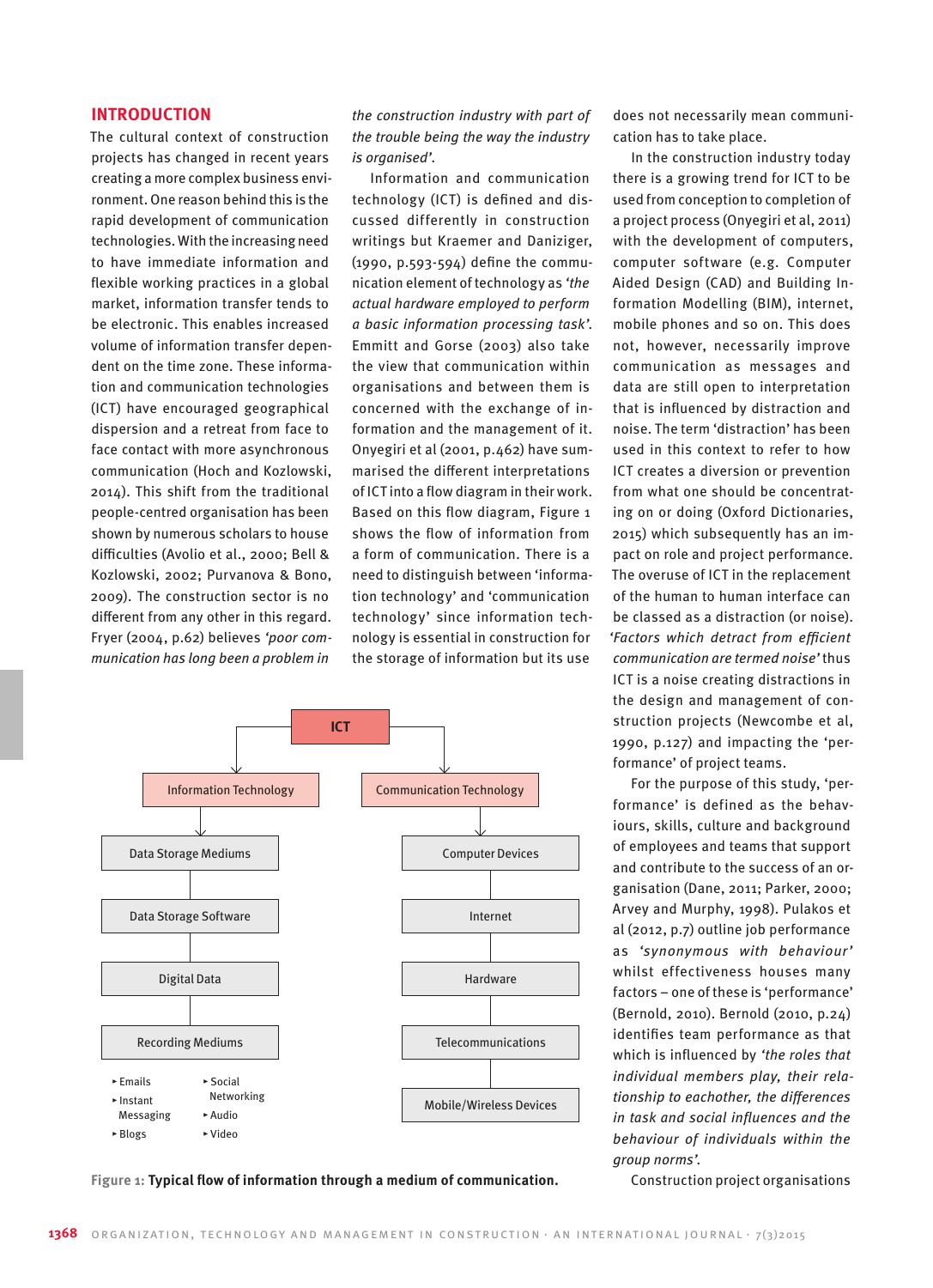## INTRODUCTION

The cultural context of construction projects has changed in recent years creating a more complex business environment. One reason behind this is the rapid development of communication technologies. With the increasing need to have immediate information and flexible working practices in a global market, information transfer tends to be electronic. This enables increased volume of information transfer dependent on the time zone. These information and communication technologies (ICT) have encouraged geographical dispersion and a retreat from face to face contact with more asynchronous communication (Hoch and Kozlowski, 2014). This shift from the traditional people-centred organisation has been shown by numerous scholars to house difficulties (Avolio et al., 2000; Bell & Kozlowski, 2002; Purvanova & Bono, 2009). The construction sector is no different from any other in this regard. Fryer (2004, p.62) believes *'poor communication has long been a problem in the construction industry with part of the trouble being the way the industry is organised'*.

Information and communication technology (ICT) is defined and discussed differently in construction writings but Kraemer and Daniziger, (1990, p.593-594) define the communication element of technology as *'the actual hardware employed to perform a basic information processing task'*. Emmitt and Gorse (2003) also take the view that communication within organisations and between them is concerned with the exchange of information and the management of it. Onyegiri et al (2001, p.462) have summarised the different interpretations of ICT into a flow diagram in their work. Based on this flow diagram, Figure 1 shows the flow of information from a form of communication. There is a need to distinguish between 'information technology' and 'communication technology' since information technology is essential in construction for the storage of information but its use does not necessarily mean communication has to take place.

ICT
- Information Technology
  - Data Storage Mediums
  - Data Storage Software
  - Digital Data
  - Recording Mediums
    - Emails
    - Instant Messaging
    - Blogs
    - Social Networking
    - Audio
    - Video
- Communication Technology
  - Computer Devices
  - Internet
  - Hardware
  - Telecommunications
  - Mobile/Wireless Devices

Figure 1: **Typical flow of information through a medium of communication.**

In the construction industry today there is a growing trend for ICT to be used from conception to completion of a project process (Onyegiri et al, 2011) with the development of computers, computer software (e.g. Computer Aided Design (CAD) and Building Information Modelling (BIM), internet, mobile phones and so on. This does not, however, necessarily improve communication as messages and data are still open to interpretation that is influenced by distraction and noise. The term 'distraction' has been used in this context to refer to how ICT creates a diversion or prevention from what one should be concentrating on or doing (Oxford Dictionaries, 2015) which subsequently has an impact on role and project performance. The overuse of ICT in the replacement of the human to human interface can be classed as a distraction (or noise). *'Factors which detract from efficient communication are termed noise'* thus ICT is a noise creating distractions in the design and management of construction projects (Newcombe et al, 1990, p.127) and impacting the 'performance' of project teams.

For the purpose of this study, 'performance' is defined as the behaviours, skills, culture and background of employees and teams that support and contribute to the success of an organisation (Dane, 2011; Parker, 2000; Arvey and Murphy, 1998). Pulakos et al (2012, p.7) outline job performance as *'synonymous with behaviour'* whilst effectiveness houses many factors – one of these is 'performance' (Bernold, 2010). Bernold (2010, p.24) identifies team performance as that which is influenced by *'the roles that individual members play, their relationship to eachother, the differences in task and social influences and the behaviour of individuals within the group norms'*.

Construction project organisations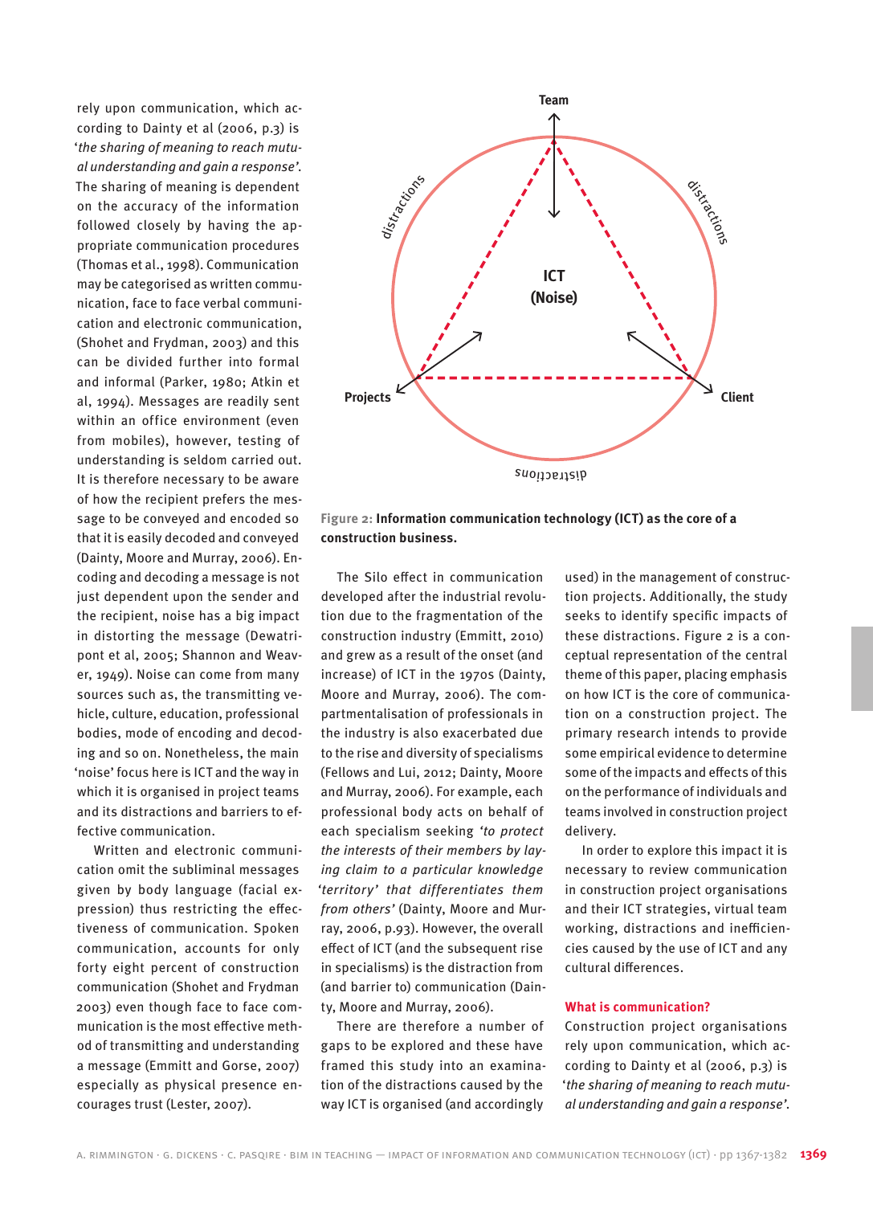rely upon communication, which according to Dainty et al (2006, p.3) is '*the sharing of meaning to reach mutual understanding and gain a response'*. The sharing of meaning is dependent on the accuracy of the information followed closely by having the appropriate communication procedures (Thomas et al., 1998). Communication may be categorised as written communication, face to face verbal communication and electronic communication, (Shohet and Frydman, 2003) and this can be divided further into formal and informal (Parker, 1980; Atkin et al, 1994). Messages are readily sent within an office environment (even from mobiles), however, testing of understanding is seldom carried out. It is therefore necessary to be aware of how the recipient prefers the message to be conveyed and encoded so that it is easily decoded and conveyed (Dainty, Moore and Murray, 2006). Encoding and decoding a message is not just dependent upon the sender and the recipient, noise has a big impact in distorting the message (Dewatripont et al, 2005; Shannon and Weaver, 1949). Noise can come from many sources such as, the transmitting vehicle, culture, education, professional bodies, mode of encoding and decoding and so on. Nonetheless, the main 'noise' focus here is ICT and the way in which it is organised in project teams and its distractions and barriers to effective communication.

Written and electronic communication omit the subliminal messages given by body language (facial expression) thus restricting the effectiveness of communication. Spoken communication, accounts for only forty eight percent of construction communication (Shohet and Frydman 2003) even though face to face communication is the most effective method of transmitting and understanding a message (Emmitt and Gorse, 2007) especially as physical presence encourages trust (Lester, 2007).

**Figure 2: Information communication technology (ICT) as the core of a construction business.**

The Silo effect in communication developed after the industrial revolution due to the fragmentation of the construction industry (Emmitt, 2010) and grew as a result of the onset (and increase) of ICT in the 1970s (Dainty, Moore and Murray, 2006). The compartmentalisation of professionals in the industry is also exacerbated due to the rise and diversity of specialisms (Fellows and Lui, 2012; Dainty, Moore and Murray, 2006). For example, each professional body acts on behalf of each specialism seeking *'to protect the interests of their members by laying claim to a particular knowledge 'territory' that differentiates them from others'* (Dainty, Moore and Murray, 2006, p.93). However, the overall effect of ICT (and the subsequent rise in specialisms) is the distraction from (and barrier to) communication (Dainty, Moore and Murray, 2006).

There are therefore a number of gaps to be explored and these have framed this study into an examination of the distractions caused by the way ICT is organised (and accordingly used) in the management of construction projects. Additionally, the study seeks to identify specific impacts of these distractions. Figure 2 is a conceptual representation of the central theme of this paper, placing emphasis on how ICT is the core of communication on a construction project. The primary research intends to provide some empirical evidence to determine some of the impacts and effects of this on the performance of individuals and teams involved in construction project delivery.

In order to explore this impact it is necessary to review communication in construction project organisations and their ICT strategies, virtual team working, distractions and inefficiencies caused by the use of ICT and any cultural differences.

## What is communication?

Construction project organisations rely upon communication, which according to Dainty et al (2006, p.3) is '*the sharing of meaning to reach mutual understanding and gain a response'*.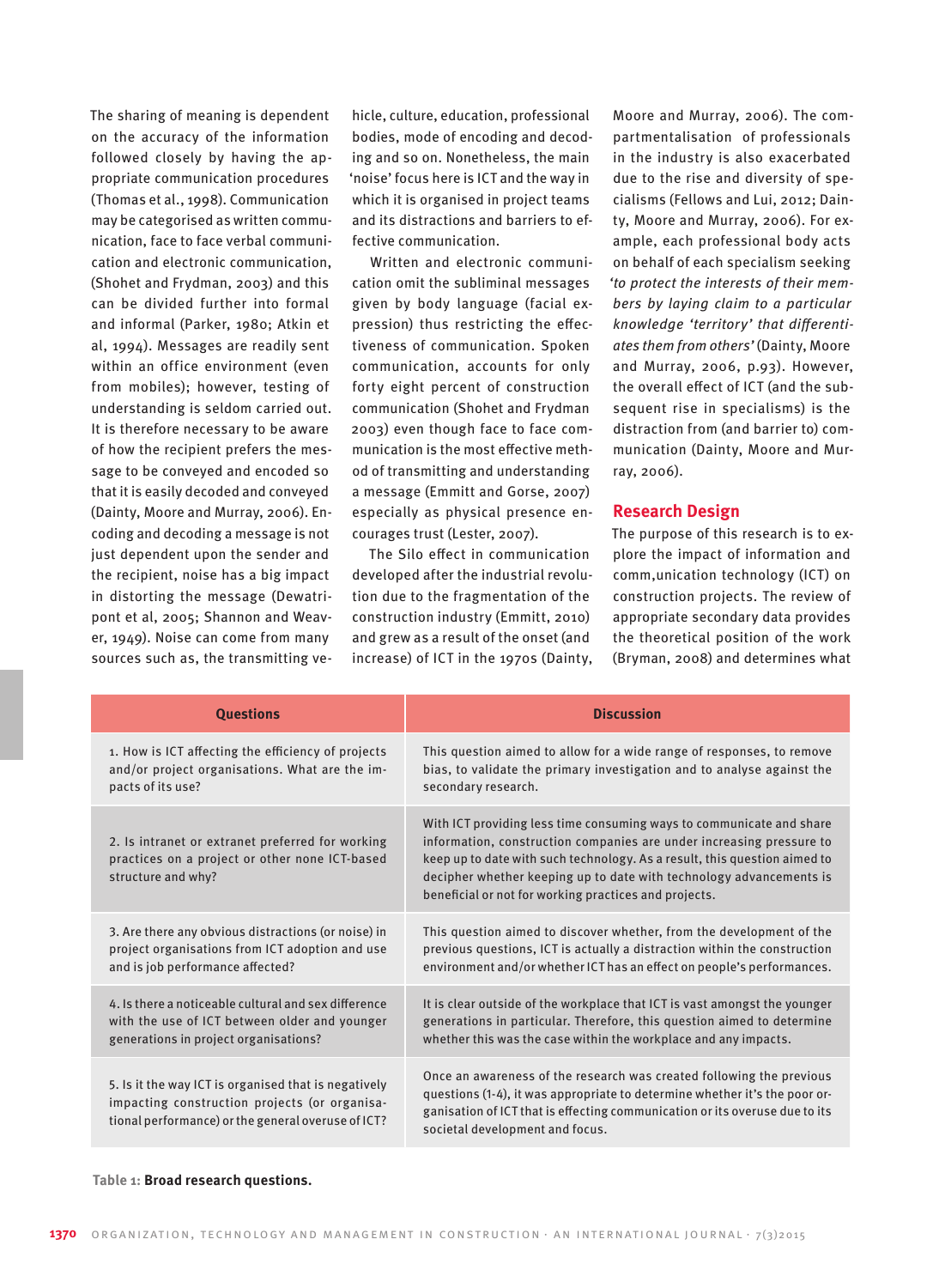The sharing of meaning is dependent on the accuracy of the information followed closely by having the appropriate communication procedures (Thomas et al., 1998). Communication may be categorised as written communication, face to face verbal communication and electronic communication, (Shohet and Frydman, 2003) and this can be divided further into formal and informal (Parker, 1980; Atkin et al, 1994). Messages are readily sent within an office environment (even from mobiles); however, testing of understanding is seldom carried out. It is therefore necessary to be aware of how the recipient prefers the message to be conveyed and encoded so that it is easily decoded and conveyed (Dainty, Moore and Murray, 2006). Encoding and decoding a message is not just dependent upon the sender and the recipient, noise has a big impact in distorting the message (Dewatripont et al, 2005; Shannon and Weaver, 1949). Noise can come from many sources such as, the transmitting vehicle, culture, education, professional bodies, mode of encoding and decoding and so on. Nonetheless, the main 'noise' focus here is ICT and the way in which it is organised in project teams and its distractions and barriers to effective communication.

Written and electronic communication omit the subliminal messages given by body language (facial expression) thus restricting the effectiveness of communication. Spoken communication, accounts for only forty eight percent of construction communication (Shohet and Frydman 2003) even though face to face communication is the most effective method of transmitting and understanding a message (Emmitt and Gorse, 2007) especially as physical presence encourages trust (Lester, 2007).

The Silo effect in communication developed after the industrial revolution due to the fragmentation of the construction industry (Emmitt, 2010) and grew as a result of the onset (and increase) of ICT in the 1970s (Dainty, Moore and Murray, 2006). The compartmentalisation of professionals in the industry is also exacerbated due to the rise and diversity of specialisms (Fellows and Lui, 2012; Dainty, Moore and Murray, 2006). For example, each professional body acts on behalf of each specialism seeking *'to protect the interests of their members by laying claim to a particular knowledge 'territory' that differentiates them from others'* (Dainty, Moore and Murray, 2006, p.93). However, the overall effect of ICT (and the subsequent rise in specialisms) is the distraction from (and barrier to) communication (Dainty, Moore and Murray, 2006).

## Research Design

The purpose of this research is to explore the impact of information and comm,unication technology (ICT) on construction projects. The review of appropriate secondary data provides the theoretical position of the work (Bryman, 2008) and determines what

| Questions | Discussion |
|---|---|
| 1. How is ICT affecting the efficiency of projects and/or project organisations. What are the impacts of its use? | This question aimed to allow for a wide range of responses, to remove bias, to validate the primary investigation and to analyse against the secondary research. |
| 2. Is intranet or extranet preferred for working practices on a project or other none ICT-based structure and why? | With ICT providing less time consuming ways to communicate and share information, construction companies are under increasing pressure to keep up to date with such technology. As a result, this question aimed to decipher whether keeping up to date with technology advancements is beneficial or not for working practices and projects. |
| 3. Are there any obvious distractions (or noise) in project organisations from ICT adoption and use and is job performance affected? | This question aimed to discover whether, from the development of the previous questions, ICT is actually a distraction within the construction environment and/or whether ICT has an effect on people's performances. |
| 4. Is there a noticeable cultural and sex difference with the use of ICT between older and younger generations in project organisations? | It is clear outside of the workplace that ICT is vast amongst the younger generations in particular. Therefore, this question aimed to determine whether this was the case within the workplace and any impacts. |
| 5. Is it the way ICT is organised that is negatively impacting construction projects (or organisational performance) or the general overuse of ICT? | Once an awareness of the research was created following the previous questions (1-4), it was appropriate to determine whether it's the poor organisation of ICT that is effecting communication or its overuse due to its societal development and focus. |

Table 1: **Broad research questions.**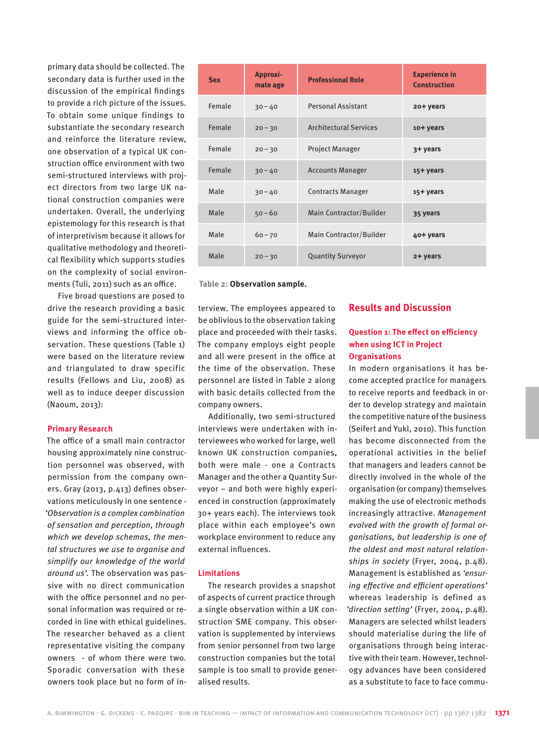primary data should be collected. The secondary data is further used in the discussion of the empirical findings to provide a rich picture of the issues. To obtain some unique findings to substantiate the secondary research and reinforce the literature review, one observation of a typical UK construction office environment with two semi-structured interviews with project directors from two large UK national construction companies were undertaken. Overall, the underlying epistemology for this research is that of interpretivism because it allows for qualitative methodology and theoretical flexibility which supports studies on the complexity of social environments (Tuli, 2011) such as an office.

Five broad questions are posed to drive the research providing a basic guide for the semi-structured interviews and informing the office observation. These questions (Table 1) were based on the literature review and triangulated to draw specific results (Fellows and Liu, 2008) as well as to induce deeper discussion (Naoum, 2013):

### Primary Research

The office of a small main contractor housing approximately nine construction personnel was observed, with permission from the company owners. Gray (2013, p.413) defines observations meticulously in one sentence - *'Observation is a complex combination of sensation and perception, through which we develop schemas, the mental structures we use to organise and simplify our knowledge of the world around us'.* The observation was passive with no direct communication with the office personnel and no personal information was required or recorded in line with ethical guidelines. The researcher behaved as a client representative visiting the company owners - of whom there were two. Sporadic conversation with these owners took place but no form of interview. The employees appeared to be oblivious to the observation taking place and proceeded with their tasks. The company employs eight people and all were present in the office at the time of the observation. These personnel are listed in Table 2 along with basic details collected from the company owners.

| Sex | Approximate age | Professional Role | Experience in Construction |
|---|---|---|---|
| Female | 30 – 40 | Personal Assistant | **20+ years** |
| Female | 20 – 30 | Architectural Services | **10+ years** |
| Female | 20 – 30 | Project Manager | **3+ years** |
| Female | 30 – 40 | Accounts Manager | **15+ years** |
| Male | 30 – 40 | Contracts Manager | **15+ years** |
| Male | 50 – 60 | Main Contractor/Builder | **35 years** |
| Male | 60 – 70 | Main Contractor/Builder | **40+ years** |
| Male | 20 – 30 | Quantity Surveyor | **2+ years** |

Table 2: **Observation sample.**

Additionally, two semi-structured interviews were undertaken with interviewees who worked for large, well known UK construction companies, both were male - one a Contracts Manager and the other a Quantity Surveyor – and both were highly experienced in construction (approximately 30+ years each). The interviews took place within each employee's own workplace environment to reduce any external influences.

### Limitations

The research provides a snapshot of aspects of current practice through a single observation within a UK construction SME company. This observation is supplemented by interviews from senior personnel from two large construction companies but the total sample is too small to provide generalised results.

## Results and Discussion

### Question 1: The effect on efficiency when using ICT in Project Organisations

In modern organisations it has become accepted practice for managers to receive reports and feedback in order to develop strategy and maintain the competitive nature of the business (Seifert and Yukl, 2010). This function has become disconnected from the operational activities in the belief that managers and leaders cannot be directly involved in the whole of the organisation (or company) themselves making the use of electronic methods increasingly attractive. *Management evolved with the growth of formal organisations, but leadership is one of the oldest and most natural relationships in society* (Fryer, 2004, p.48). Management is established as *'ensuring effective and efficient operations'* whereas leadership is defined as *'direction setting'* (Fryer, 2004, p.48). Managers are selected whilst leaders should materialise during the life of organisations through being interactive with their team. However, technology advances have been considered as a substitute to face to face commu-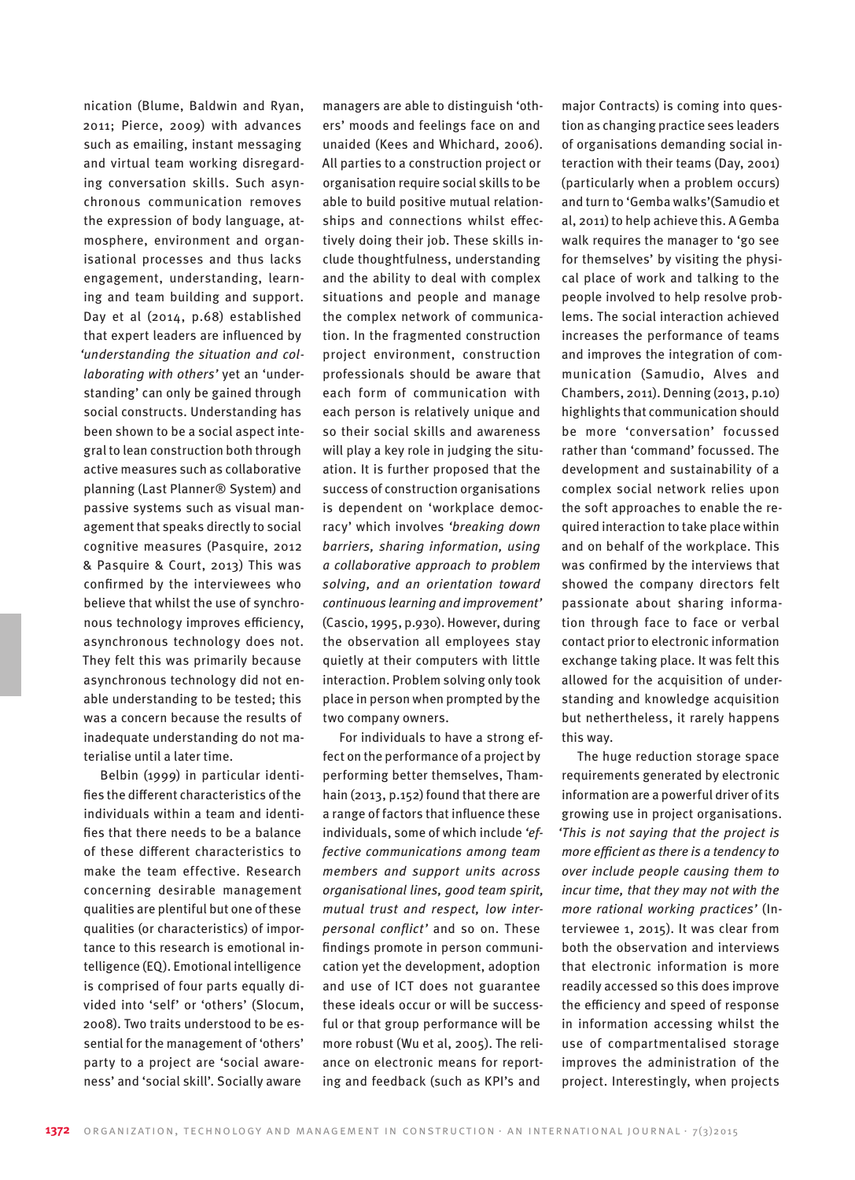nication (Blume, Baldwin and Ryan, 2011; Pierce, 2009) with advances such as emailing, instant messaging and virtual team working disregarding conversation skills. Such asynchronous communication removes the expression of body language, atmosphere, environment and organisational processes and thus lacks engagement, understanding, learning and team building and support. Day et al (2014, p.68) established that expert leaders are influenced by *'understanding the situation and collaborating with others'* yet an 'understanding' can only be gained through social constructs. Understanding has been shown to be a social aspect integral to lean construction both through active measures such as collaborative planning (Last Planner® System) and passive systems such as visual management that speaks directly to social cognitive measures (Pasquire, 2012 & Pasquire & Court, 2013) This was confirmed by the interviewees who believe that whilst the use of synchronous technology improves efficiency, asynchronous technology does not. They felt this was primarily because asynchronous technology did not enable understanding to be tested; this was a concern because the results of inadequate understanding do not materialise until a later time.

Belbin (1999) in particular identifies the different characteristics of the individuals within a team and identifies that there needs to be a balance of these different characteristics to make the team effective. Research concerning desirable management qualities are plentiful but one of these qualities (or characteristics) of importance to this research is emotional intelligence (EQ). Emotional intelligence is comprised of four parts equally divided into 'self' or 'others' (Slocum, 2008). Two traits understood to be essential for the management of 'others' party to a project are 'social awareness' and 'social skill'. Socially aware managers are able to distinguish 'others' moods and feelings face on and unaided (Kees and Whichard, 2006). All parties to a construction project or organisation require social skills to be able to build positive mutual relationships and connections whilst effectively doing their job. These skills include thoughtfulness, understanding and the ability to deal with complex situations and people and manage the complex network of communication. In the fragmented construction project environment, construction professionals should be aware that each form of communication with each person is relatively unique and so their social skills and awareness will play a key role in judging the situation. It is further proposed that the success of construction organisations is dependent on 'workplace democracy' which involves *'breaking down barriers, sharing information, using a collaborative approach to problem solving, and an orientation toward continuous learning and improvement'* (Cascio, 1995, p.930). However, during the observation all employees stay quietly at their computers with little interaction. Problem solving only took place in person when prompted by the two company owners.

For individuals to have a strong effect on the performance of a project by performing better themselves, Thamhain (2013, p.152) found that there are a range of factors that influence these individuals, some of which include *'effective communications among team members and support units across organisational lines, good team spirit, mutual trust and respect, low interpersonal conflict'* and so on. These findings promote in person communication yet the development, adoption and use of ICT does not guarantee these ideals occur or will be successful or that group performance will be more robust (Wu et al, 2005). The reliance on electronic means for reporting and feedback (such as KPI's and major Contracts) is coming into question as changing practice sees leaders of organisations demanding social interaction with their teams (Day, 2001) (particularly when a problem occurs) and turn to 'Gemba walks'(Samudio et al, 2011) to help achieve this. A Gemba walk requires the manager to 'go see for themselves' by visiting the physical place of work and talking to the people involved to help resolve problems. The social interaction achieved increases the performance of teams and improves the integration of communication (Samudio, Alves and Chambers, 2011). Denning (2013, p.10) highlights that communication should be more 'conversation' focussed rather than 'command' focussed. The development and sustainability of a complex social network relies upon the soft approaches to enable the required interaction to take place within and on behalf of the workplace. This was confirmed by the interviews that showed the company directors felt passionate about sharing information through face to face or verbal contact prior to electronic information exchange taking place. It was felt this allowed for the acquisition of understanding and knowledge acquisition but nethertheless, it rarely happens this way.

The huge reduction storage space requirements generated by electronic information are a powerful driver of its growing use in project organisations. *'This is not saying that the project is more efficient as there is a tendency to over include people causing them to incur time, that they may not with the more rational working practices'* (Interviewee 1, 2015). It was clear from both the observation and interviews that electronic information is more readily accessed so this does improve the efficiency and speed of response in information accessing whilst the use of compartmentalised storage improves the administration of the project. Interestingly, when projects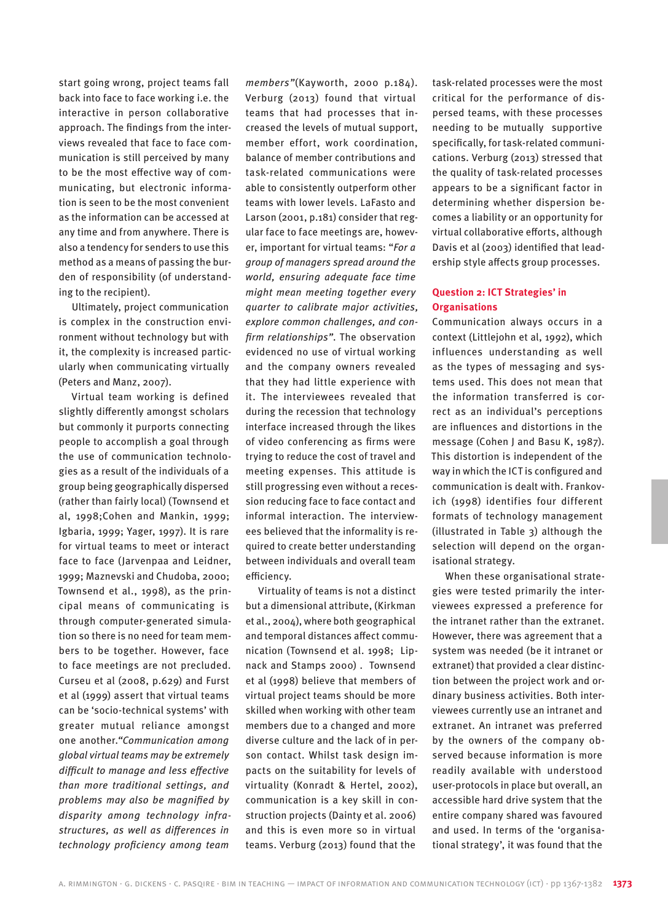start going wrong, project teams fall back into face to face working i.e. the interactive in person collaborative approach. The findings from the interviews revealed that face to face communication is still perceived by many to be the most effective way of communicating, but electronic information is seen to be the most convenient as the information can be accessed at any time and from anywhere. There is also a tendency for senders to use this method as a means of passing the burden of responsibility (of understanding to the recipient).

Ultimately, project communication is complex in the construction environment without technology but with it, the complexity is increased particularly when communicating virtually (Peters and Manz, 2007).

Virtual team working is defined slightly differently amongst scholars but commonly it purports connecting people to accomplish a goal through the use of communication technologies as a result of the individuals of a group being geographically dispersed (rather than fairly local) (Townsend et al, 1998;Cohen and Mankin, 1999; Igbaria, 1999; Yager, 1997). It is rare for virtual teams to meet or interact face to face (Jarvenpaa and Leidner, 1999; Maznevski and Chudoba, 2000; Townsend et al., 1998), as the principal means of communicating is through computer-generated simulation so there is no need for team members to be together. However, face to face meetings are not precluded. Curseu et al (2008, p.629) and Furst et al (1999) assert that virtual teams can be 'socio-technical systems' with greater mutual reliance amongst one another.*"Communication among global virtual teams may be extremely difficult to manage and less effective than more traditional settings, and problems may also be magnified by disparity among technology infrastructures, as well as differences in technology proficiency among team members"*(Kayworth, 2000 p.184). Verburg (2013) found that virtual teams that had processes that increased the levels of mutual support, member effort, work coordination, balance of member contributions and task-related communications were able to consistently outperform other teams with lower levels. LaFasto and Larson (2001, p.181) consider that regular face to face meetings are, however, important for virtual teams: "*For a group of managers spread around the world, ensuring adequate face time might mean meeting together every quarter to calibrate major activities, explore common challenges, and confirm relationships"*. The observation evidenced no use of virtual working and the company owners revealed that they had little experience with it. The interviewees revealed that during the recession that technology interface increased through the likes of video conferencing as firms were trying to reduce the cost of travel and meeting expenses. This attitude is still progressing even without a recession reducing face to face contact and informal interaction. The interviewees believed that the informality is required to create better understanding between individuals and overall team efficiency.

Virtuality of teams is not a distinct but a dimensional attribute, (Kirkman et al., 2004), where both geographical and temporal distances affect communication (Townsend et al. 1998; Lipnack and Stamps 2000) . Townsend et al (1998) believe that members of virtual project teams should be more skilled when working with other team members due to a changed and more diverse culture and the lack of in person contact. Whilst task design impacts on the suitability for levels of virtuality (Konradt & Hertel, 2002), communication is a key skill in construction projects (Dainty et al. 2006) and this is even more so in virtual teams. Verburg (2013) found that the task-related processes were the most critical for the performance of dispersed teams, with these processes needing to be mutually supportive specifically, for task-related communications. Verburg (2013) stressed that the quality of task-related processes appears to be a significant factor in determining whether dispersion becomes a liability or an opportunity for virtual collaborative efforts, although Davis et al (2003) identified that leadership style affects group processes.

## Question 2: ICT Strategies' in Organisations

Communication always occurs in a context (Littlejohn et al, 1992), which influences understanding as well as the types of messaging and systems used. This does not mean that the information transferred is correct as an individual's perceptions are influences and distortions in the message (Cohen J and Basu K, 1987). This distortion is independent of the way in which the ICT is configured and communication is dealt with. Frankovich (1998) identifies four different formats of technology management (illustrated in Table 3) although the selection will depend on the organisational strategy.

When these organisational strategies were tested primarily the interviewees expressed a preference for the intranet rather than the extranet. However, there was agreement that a system was needed (be it intranet or extranet) that provided a clear distinction between the project work and ordinary business activities. Both interviewees currently use an intranet and extranet. An intranet was preferred by the owners of the company observed because information is more readily available with understood user-protocols in place but overall, an accessible hard drive system that the entire company shared was favoured and used. In terms of the 'organisational strategy', it was found that the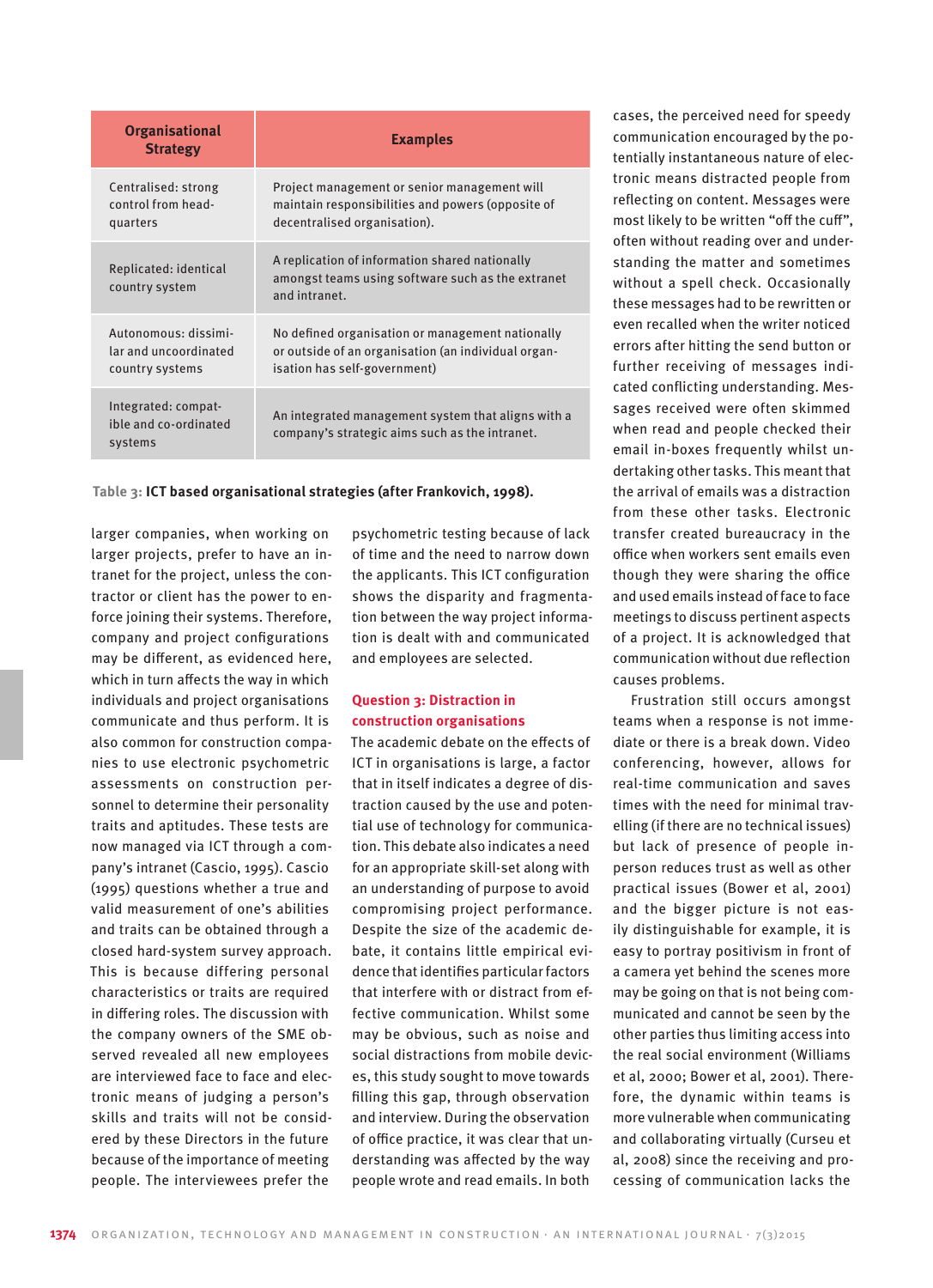| Organisational Strategy | Examples |
|---|---|
| Centralised: strong control from head-quarters | Project management or senior management will maintain responsibilities and powers (opposite of decentralised organisation). |
| Replicated: identical country system | A replication of information shared nationally amongst teams using software such as the extranet and intranet. |
| Autonomous: dissimilar and uncoordinated country systems | No defined organisation or management nationally or outside of an organisation (an individual organisation has self-government) |
| Integrated: compatible and co-ordinated systems | An integrated management system that aligns with a company's strategic aims such as the intranet. |

Table 3: **ICT based organisational strategies (after Frankovich, 1998).**

larger companies, when working on larger projects, prefer to have an intranet for the project, unless the contractor or client has the power to enforce joining their systems. Therefore, company and project configurations may be different, as evidenced here, which in turn affects the way in which individuals and project organisations communicate and thus perform. It is also common for construction companies to use electronic psychometric assessments on construction personnel to determine their personality traits and aptitudes. These tests are now managed via ICT through a company's intranet (Cascio, 1995). Cascio (1995) questions whether a true and valid measurement of one's abilities and traits can be obtained through a closed hard-system survey approach. This is because differing personal characteristics or traits are required in differing roles. The discussion with the company owners of the SME observed revealed all new employees are interviewed face to face and electronic means of judging a person's skills and traits will not be considered by these Directors in the future because of the importance of meeting people. The interviewees prefer the psychometric testing because of lack of time and the need to narrow down the applicants. This ICT configuration shows the disparity and fragmentation between the way project information is dealt with and communicated and employees are selected.

## Question 3: Distraction in construction organisations

The academic debate on the effects of ICT in organisations is large, a factor that in itself indicates a degree of distraction caused by the use and potential use of technology for communication. This debate also indicates a need for an appropriate skill-set along with an understanding of purpose to avoid compromising project performance. Despite the size of the academic debate, it contains little empirical evidence that identifies particular factors that interfere with or distract from effective communication. Whilst some may be obvious, such as noise and social distractions from mobile devices, this study sought to move towards filling this gap, through observation and interview. During the observation of office practice, it was clear that understanding was affected by the way people wrote and read emails. In both cases, the perceived need for speedy communication encouraged by the potentially instantaneous nature of electronic means distracted people from reflecting on content. Messages were most likely to be written "off the cuff", often without reading over and understanding the matter and sometimes without a spell check. Occasionally these messages had to be rewritten or even recalled when the writer noticed errors after hitting the send button or further receiving of messages indicated conflicting understanding. Messages received were often skimmed when read and people checked their email in-boxes frequently whilst undertaking other tasks. This meant that the arrival of emails was a distraction from these other tasks. Electronic transfer created bureaucracy in the office when workers sent emails even though they were sharing the office and used emails instead of face to face meetings to discuss pertinent aspects of a project. It is acknowledged that communication without due reflection causes problems.

Frustration still occurs amongst teams when a response is not immediate or there is a break down. Video conferencing, however, allows for real-time communication and saves times with the need for minimal travelling (if there are no technical issues) but lack of presence of people in-person reduces trust as well as other practical issues (Bower et al, 2001) and the bigger picture is not easily distinguishable for example, it is easy to portray positivism in front of a camera yet behind the scenes more may be going on that is not being communicated and cannot be seen by the other parties thus limiting access into the real social environment (Williams et al, 2000; Bower et al, 2001). Therefore, the dynamic within teams is more vulnerable when communicating and collaborating virtually (Curseu et al, 2008) since the receiving and processing of communication lacks the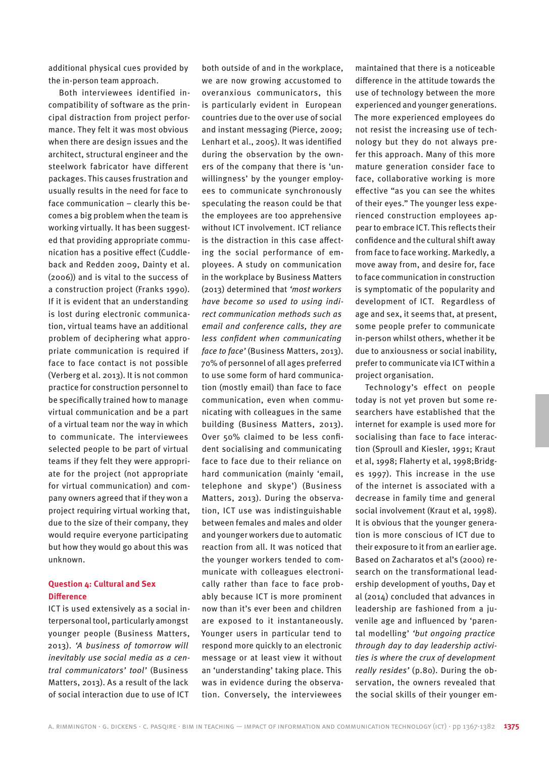additional physical cues provided by the in-person team approach.

Both interviewees identified incompatibility of software as the principal distraction from project performance. They felt it was most obvious when there are design issues and the architect, structural engineer and the steelwork fabricator have different packages. This causes frustration and usually results in the need for face to face communication – clearly this becomes a big problem when the team is working virtually. It has been suggested that providing appropriate communication has a positive effect (Cuddleback and Redden 2009, Dainty et al. (2006)) and is vital to the success of a construction project (Franks 1990). If it is evident that an understanding is lost during electronic communication, virtual teams have an additional problem of deciphering what appropriate communication is required if face to face contact is not possible (Verberg et al. 2013). It is not common practice for construction personnel to be specifically trained how to manage virtual communication and be a part of a virtual team nor the way in which to communicate. The interviewees selected people to be part of virtual teams if they felt they were appropriate for the project (not appropriate for virtual communication) and company owners agreed that if they won a project requiring virtual working that, due to the size of their company, they would require everyone participating but how they would go about this was unknown.

## Question 4: Cultural and Sex Difference

ICT is used extensively as a social interpersonal tool, particularly amongst younger people (Business Matters, 2013). *'A business of tomorrow will inevitably use social media as a central communicators' tool'* (Business Matters, 2013). As a result of the lack of social interaction due to use of ICT both outside of and in the workplace, we are now growing accustomed to overanxious communicators, this is particularly evident in European countries due to the over use of social and instant messaging (Pierce, 2009; Lenhart et al., 2005). It was identified during the observation by the owners of the company that there is 'unwillingness' by the younger employees to communicate synchronously speculating the reason could be that the employees are too apprehensive without ICT involvement. ICT reliance is the distraction in this case affecting the social performance of employees. A study on communication in the workplace by Business Matters (2013) determined that *'most workers have become so used to using indirect communication methods such as email and conference calls, they are less confident when communicating face to face'* (Business Matters, 2013). 70% of personnel of all ages preferred to use some form of hard communication (mostly email) than face to face communication, even when communicating with colleagues in the same building (Business Matters, 2013). Over 50% claimed to be less confident socialising and communicating face to face due to their reliance on hard communication (mainly 'email, telephone and skype') (Business Matters, 2013). During the observation, ICT use was indistinguishable between females and males and older and younger workers due to automatic reaction from all. It was noticed that the younger workers tended to communicate with colleagues electronically rather than face to face probably because ICT is more prominent now than it's ever been and children are exposed to it instantaneously. Younger users in particular tend to respond more quickly to an electronic message or at least view it without an 'understanding' taking place. This was in evidence during the observation. Conversely, the interviewees maintained that there is a noticeable difference in the attitude towards the use of technology between the more experienced and younger generations. The more experienced employees do not resist the increasing use of technology but they do not always prefer this approach. Many of this more mature generation consider face to face, collaborative working is more effective "as you can see the whites of their eyes." The younger less experienced construction employees appear to embrace ICT. This reflects their confidence and the cultural shift away from face to face working. Markedly, a move away from, and desire for, face to face communication in construction is symptomatic of the popularity and development of ICT. Regardless of age and sex, it seems that, at present, some people prefer to communicate in-person whilst others, whether it be due to anxiousness or social inability, prefer to communicate via ICT within a project organisation.

Technology's effect on people today is not yet proven but some researchers have established that the internet for example is used more for socialising than face to face interaction (Sproull and Kiesler, 1991; Kraut et al, 1998; Flaherty et al, 1998;Bridges 1997). This increase in the use of the internet is associated with a decrease in family time and general social involvement (Kraut et al, 1998). It is obvious that the younger generation is more conscious of ICT due to their exposure to it from an earlier age. Based on Zacharatos et al's (2000) research on the transformational leadership development of youths, Day et al (2014) concluded that advances in leadership are fashioned from a juvenile age and influenced by 'parental modelling' *'but ongoing practice through day to day leadership activities is where the crux of development really resides'* (p.80). During the observation, the owners revealed that the social skills of their younger em-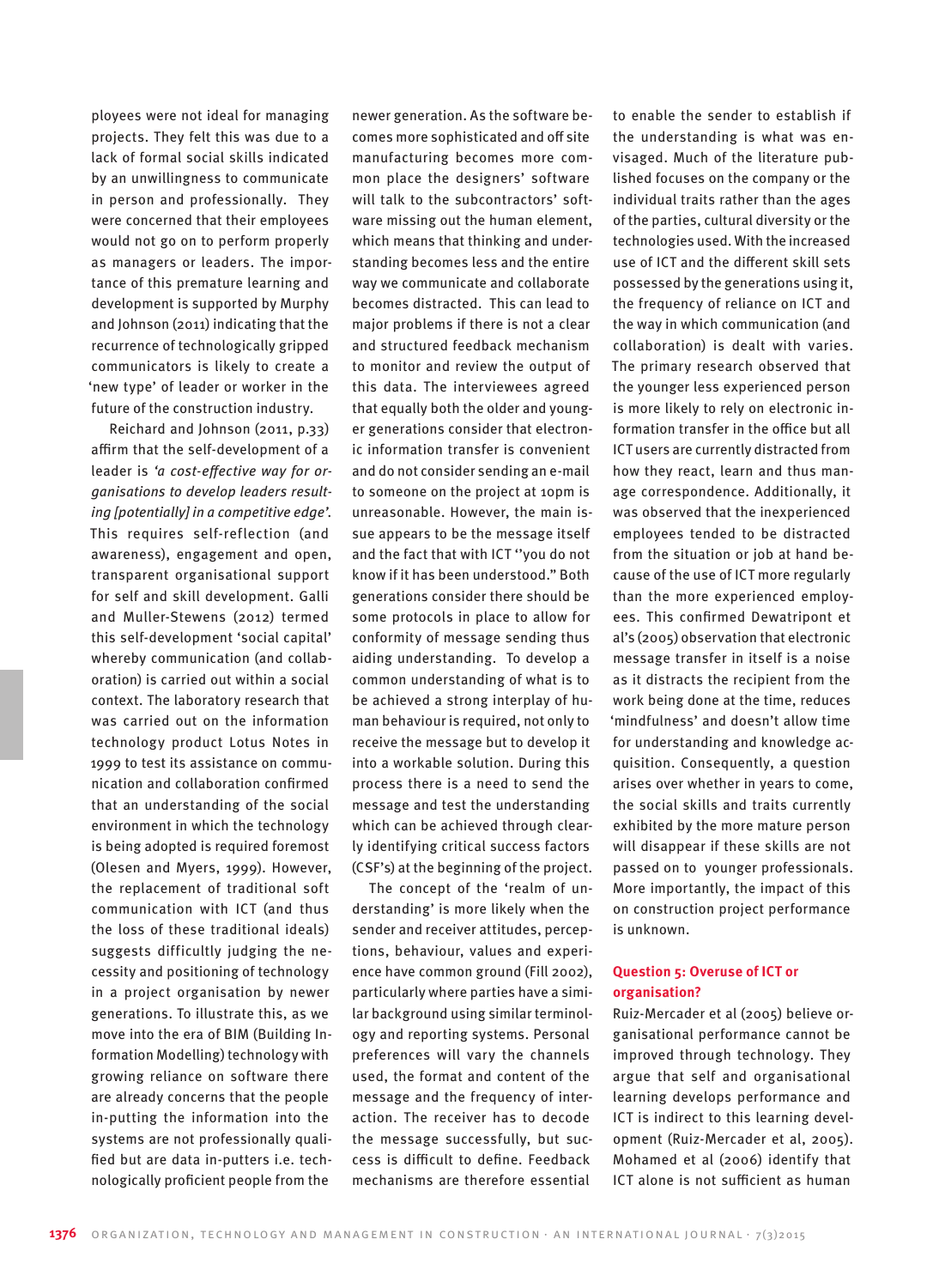ployees were not ideal for managing projects. They felt this was due to a lack of formal social skills indicated by an unwillingness to communicate in person and professionally. They were concerned that their employees would not go on to perform properly as managers or leaders. The importance of this premature learning and development is supported by Murphy and Johnson (2011) indicating that the recurrence of technologically gripped communicators is likely to create a 'new type' of leader or worker in the future of the construction industry.

Reichard and Johnson (2011, p.33) affirm that the self-development of a leader is *'a cost-effective way for organisations to develop leaders resulting [potentially] in a competitive edge'*. This requires self-reflection (and awareness), engagement and open, transparent organisational support for self and skill development. Galli and Muller-Stewens (2012) termed this self-development 'social capital' whereby communication (and collaboration) is carried out within a social context. The laboratory research that was carried out on the information technology product Lotus Notes in 1999 to test its assistance on communication and collaboration confirmed that an understanding of the social environment in which the technology is being adopted is required foremost (Olesen and Myers, 1999). However, the replacement of traditional soft communication with ICT (and thus the loss of these traditional ideals) suggests difficultly judging the necessity and positioning of technology in a project organisation by newer generations. To illustrate this, as we move into the era of BIM (Building Information Modelling) technology with growing reliance on software there are already concerns that the people in-putting the information into the systems are not professionally qualified but are data in-putters i.e. technologically proficient people from the newer generation. As the software becomes more sophisticated and off site manufacturing becomes more common place the designers' software will talk to the subcontractors' software missing out the human element, which means that thinking and understanding becomes less and the entire way we communicate and collaborate becomes distracted. This can lead to major problems if there is not a clear and structured feedback mechanism to monitor and review the output of this data. The interviewees agreed that equally both the older and younger generations consider that electronic information transfer is convenient and do not consider sending an e-mail to someone on the project at 10pm is unreasonable. However, the main issue appears to be the message itself and the fact that with ICT "you do not know if it has been understood." Both generations consider there should be some protocols in place to allow for conformity of message sending thus aiding understanding. To develop a common understanding of what is to be achieved a strong interplay of human behaviour is required, not only to receive the message but to develop it into a workable solution. During this process there is a need to send the message and test the understanding which can be achieved through clearly identifying critical success factors (CSF's) at the beginning of the project.

The concept of the 'realm of understanding' is more likely when the sender and receiver attitudes, perceptions, behaviour, values and experience have common ground (Fill 2002), particularly where parties have a similar background using similar terminology and reporting systems. Personal preferences will vary the channels used, the format and content of the message and the frequency of interaction. The receiver has to decode the message successfully, but success is difficult to define. Feedback mechanisms are therefore essential to enable the sender to establish if the understanding is what was envisaged. Much of the literature published focuses on the company or the individual traits rather than the ages of the parties, cultural diversity or the technologies used. With the increased use of ICT and the different skill sets possessed by the generations using it, the frequency of reliance on ICT and the way in which communication (and collaboration) is dealt with varies. The primary research observed that the younger less experienced person is more likely to rely on electronic information transfer in the office but all ICT users are currently distracted from how they react, learn and thus manage correspondence. Additionally, it was observed that the inexperienced employees tended to be distracted from the situation or job at hand because of the use of ICT more regularly than the more experienced employees. This confirmed Dewatripont et al's (2005) observation that electronic message transfer in itself is a noise as it distracts the recipient from the work being done at the time, reduces 'mindfulness' and doesn't allow time for understanding and knowledge acquisition. Consequently, a question arises over whether in years to come, the social skills and traits currently exhibited by the more mature person will disappear if these skills are not passed on to younger professionals. More importantly, the impact of this on construction project performance is unknown.

### Question 5: Overuse of ICT or organisation?

Ruiz-Mercader et al (2005) believe organisational performance cannot be improved through technology. They argue that self and organisational learning develops performance and ICT is indirect to this learning development (Ruiz-Mercader et al, 2005). Mohamed et al (2006) identify that ICT alone is not sufficient as human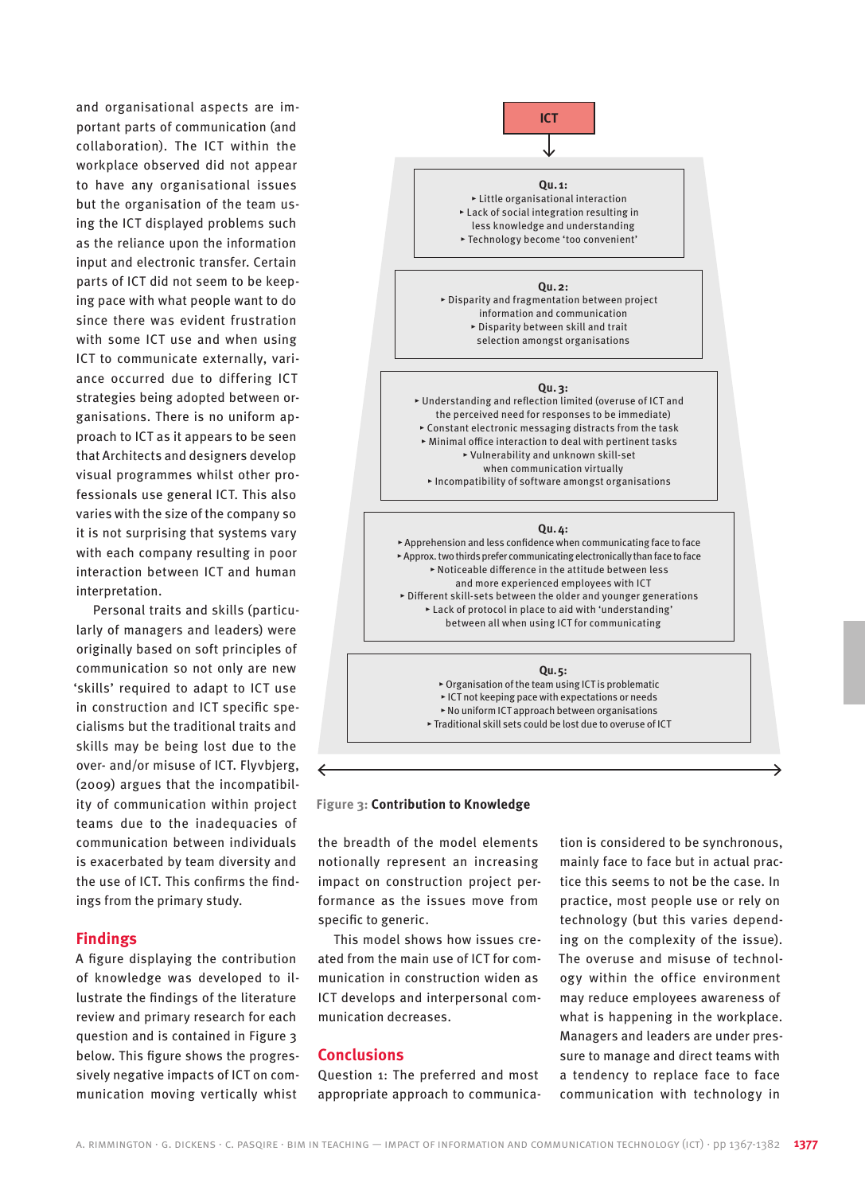and organisational aspects are important parts of communication (and collaboration). The ICT within the workplace observed did not appear to have any organisational issues but the organisation of the team using the ICT displayed problems such as the reliance upon the information input and electronic transfer. Certain parts of ICT did not seem to be keeping pace with what people want to do since there was evident frustration with some ICT use and when using ICT to communicate externally, variance occurred due to differing ICT strategies being adopted between organisations. There is no uniform approach to ICT as it appears to be seen that Architects and designers develop visual programmes whilst other professionals use general ICT. This also varies with the size of the company so it is not surprising that systems vary with each company resulting in poor interaction between ICT and human interpretation.

Personal traits and skills (particularly of managers and leaders) were originally based on soft principles of communication so not only are new 'skills' required to adapt to ICT use in construction and ICT specific specialisms but the traditional traits and skills may be being lost due to the over- and/or misuse of ICT. Flyvbjerg, (2009) argues that the incompatibility of communication within project teams due to the inadequacies of communication between individuals is exacerbated by team diversity and the use of ICT. This confirms the findings from the primary study.

## Findings

A figure displaying the contribution of knowledge was developed to illustrate the findings of the literature review and primary research for each question and is contained in Figure 3 below. This figure shows the progressively negative impacts of ICT on communication moving vertically whist the breadth of the model elements notionally represent an increasing impact on construction project performance as the issues move from specific to generic.

**ICT**

**Qu. 1:**
- Little organisational interaction
- Lack of social integration resulting in less knowledge and understanding
- Technology become 'too convenient'

**Qu. 2:**
- Disparity and fragmentation between project information and communication
- Disparity between skill and trait selection amongst organisations

**Qu. 3:**
- Understanding and reflection limited (overuse of ICT and the perceived need for responses to be immediate)
- Constant electronic messaging distracts from the task
- Minimal office interaction to deal with pertinent tasks
- Vulnerability and unknown skill-set when communication virtually
- Incompatibility of software amongst organisations

**Qu. 4:**
- Apprehension and less confidence when communicating face to face
- Approx. two thirds prefer communicating electronically than face to face
- Noticeable difference in the attitude between less and more experienced employees with ICT
- Different skill-sets between the older and younger generations
- Lack of protocol in place to aid with 'understanding' between all when using ICT for communicating

**Qu. 5:**
- Organisation of the team using ICT is problematic
- ICT not keeping pace with expectations or needs
- No uniform ICT approach between organisations
- Traditional skill sets could be lost due to overuse of ICT

Figure 3: **Contribution to Knowledge**

This model shows how issues created from the main use of ICT for communication in construction widen as ICT develops and interpersonal communication decreases.

## Conclusions

Question 1: The preferred and most appropriate approach to communication is considered to be synchronous, mainly face to face but in actual practice this seems to not be the case. In practice, most people use or rely on technology (but this varies depending on the complexity of the issue). The overuse and misuse of technology within the office environment may reduce employees awareness of what is happening in the workplace. Managers and leaders are under pressure to manage and direct teams with a tendency to replace face to face communication with technology in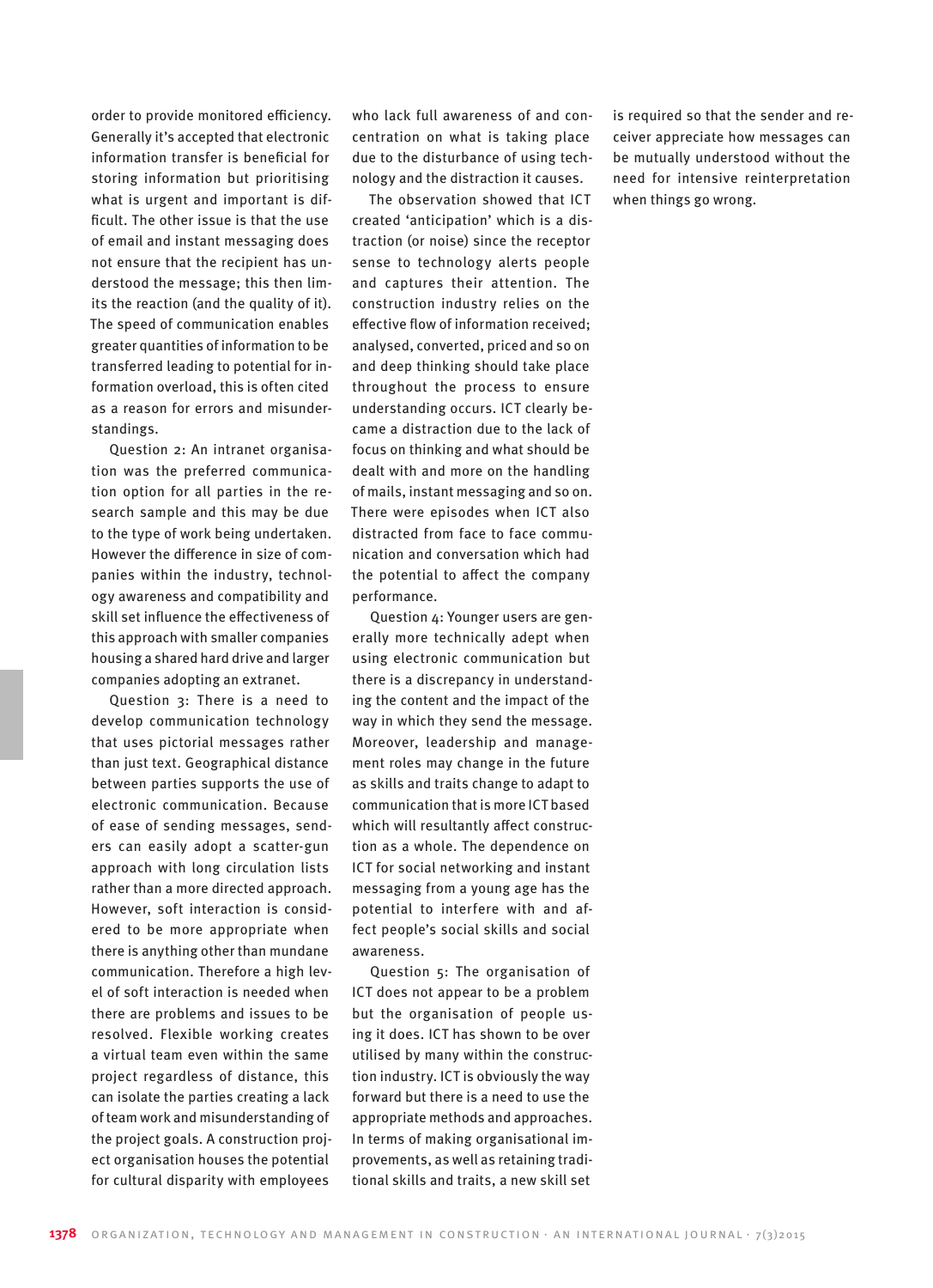order to provide monitored efficiency. Generally it's accepted that electronic information transfer is beneficial for storing information but prioritising what is urgent and important is difficult. The other issue is that the use of email and instant messaging does not ensure that the recipient has understood the message; this then limits the reaction (and the quality of it). The speed of communication enables greater quantities of information to be transferred leading to potential for information overload, this is often cited as a reason for errors and misunderstandings.

Question 2: An intranet organisation was the preferred communication option for all parties in the research sample and this may be due to the type of work being undertaken. However the difference in size of companies within the industry, technology awareness and compatibility and skill set influence the effectiveness of this approach with smaller companies housing a shared hard drive and larger companies adopting an extranet.

Question 3: There is a need to develop communication technology that uses pictorial messages rather than just text. Geographical distance between parties supports the use of electronic communication. Because of ease of sending messages, senders can easily adopt a scatter-gun approach with long circulation lists rather than a more directed approach. However, soft interaction is considered to be more appropriate when there is anything other than mundane communication. Therefore a high level of soft interaction is needed when there are problems and issues to be resolved. Flexible working creates a virtual team even within the same project regardless of distance, this can isolate the parties creating a lack of team work and misunderstanding of the project goals. A construction project organisation houses the potential for cultural disparity with employees who lack full awareness of and concentration on what is taking place due to the disturbance of using technology and the distraction it causes.

The observation showed that ICT created 'anticipation' which is a distraction (or noise) since the receptor sense to technology alerts people and captures their attention. The construction industry relies on the effective flow of information received; analysed, converted, priced and so on and deep thinking should take place throughout the process to ensure understanding occurs. ICT clearly became a distraction due to the lack of focus on thinking and what should be dealt with and more on the handling of mails, instant messaging and so on. There were episodes when ICT also distracted from face to face communication and conversation which had the potential to affect the company performance.

Question 4: Younger users are generally more technically adept when using electronic communication but there is a discrepancy in understanding the content and the impact of the way in which they send the message. Moreover, leadership and management roles may change in the future as skills and traits change to adapt to communication that is more ICT based which will resultantly affect construction as a whole. The dependence on ICT for social networking and instant messaging from a young age has the potential to interfere with and affect people's social skills and social awareness.

Question 5: The organisation of ICT does not appear to be a problem but the organisation of people using it does. ICT has shown to be over utilised by many within the construction industry. ICT is obviously the way forward but there is a need to use the appropriate methods and approaches. In terms of making organisational improvements, as well as retaining traditional skills and traits, a new skill set is required so that the sender and receiver appreciate how messages can be mutually understood without the need for intensive reinterpretation when things go wrong.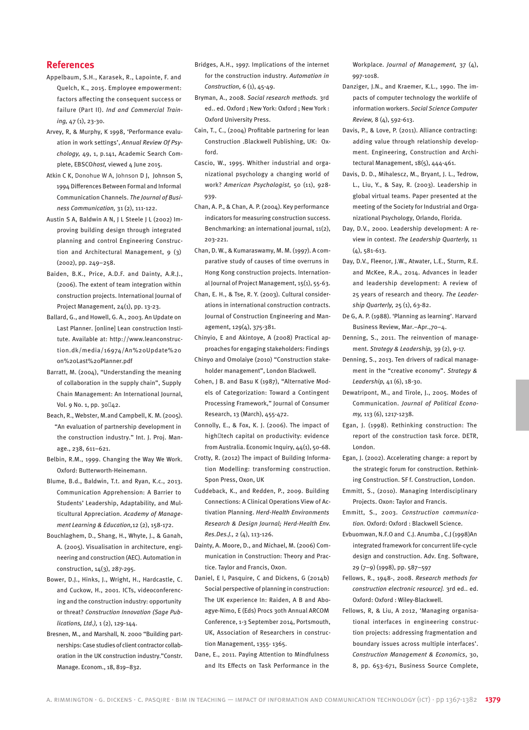## References

Appelbaum, S.H., Karasek, R., Lapointe, F. and Quelch, K., 2015. Employee empowerment: factors affecting the consequent success or failure (Part II). *Ind and Commercial Training,* 47 (1), 23-30.

Arvey, R, & Murphy, K 1998, 'Performance evaluation in work settings', *Annual Review Of Psychology,* 49, 1, p.141, Academic Search Complete, EBSCO*host,* viewed 4 June 2015.

Atkin C K, Donohue W A, Johnson D J, Johnson S, 1994 Differences Between Formal and Informal Communication Channels. *The Journal of Business Communication,* 31 (2), 111-122.

Austin S A, Baldwin A N, J L Steele J L (2002) Improving building design through integrated planning and control Engineering Construction and Architectural Management, 9 (3) (2002), pp. 249–258.

Baiden, B.K., Price, A.D.F. and Dainty, A.R.J., (2006). The extent of team integration within construction projects. International Journal of Project Management, 24(1), pp. 13-23.

Ballard, G., and Howell, G. A., 2003. An Update on Last Planner. [online] Lean construction Institute. Available at: http://www.leanconstruction.dk/media/16974/An%20Update%20on%20Last%20Planner.pdf

Barratt, M. (2004), "Understanding the meaning of collaboration in the supply chain", Supply Chain Management: An International Journal, Vol. 9 No. 1, pp. 30‐42.

Beach, R., Webster, M.and Campbell, K. M. (2005). "An evaluation of partnership development in the construction industry." Int. J. Proj. Manage., 238, 611–621.

Belbin, R.M., 1999. Changing the Way We Work. Oxford: Butterworth-Heinemann.

Blume, B.d., Baldwin, T.t. and Ryan, K.c., 2013. Communication Apprehension: A Barrier to Students' Leadership, Adaptability, and Multicultural Appreciation. *Academy of Management Learning & Education,*12 (2), 158-172.

Bouchlaghem, D., Shang, H., Whyte, J., & Ganah, A. (2005). Visualisation in architecture, engineering and construction (AEC). Automation in construction, 14(3), 287-295.

Bower, D.J., Hinks, J., Wright, H., Hardcastle, C. and Cuckow, H., 2001. ICTs, videoconferencing and the construction industry: opportunity or threat? *Construction Innovation (Sage Publications, Ltd.),* 1 (2), 129-144.

Bresnen, M., and Marshall, N. 2000 "Building partnerships: Case studies of client contractor collaboration in the UK construction industry."Constr. Manage. Econom., 18, 819–832.

Bridges, A.H., 1997. Implications of the internet for the construction industry. *Automation in Construction,* 6 (1), 45-49.

Bryman, A., 2008. *Social research methods.* 3rd ed.. ed. Oxford ; New York: Oxford ; New York : Oxford University Press.

Cain, T., C., (2004) Profitable partnering for lean Construction .Blackwell Publishing, UK: Oxford.

Cascio, W., 1995. Whither industrial and organizational psychology a changing world of work? *American Psychologist,* 50 (11), 928-939.

Chan, A. P., & Chan, A. P. (2004). Key performance indicators for measuring construction success. Benchmarking: an international journal, 11(2), 203-221.

Chan, D. W., & Kumaraswamy, M. M. (1997). A comparative study of causes of time overruns in Hong Kong construction projects. International Journal of Project Management, 15(1), 55-63.

Chan, E. H., & Tse, R. Y. (2003). Cultural considerations in international construction contracts. Journal of Construction Engineering and Management, 129(4), 375-381.

Chinyio, E and Akintoye, A (2008) Practical approaches for engaging stakeholders: Findings

Chinyo and Omolaiye (2010) "Construction stakeholder management", London Blackwell.

Cohen, J B. and Basu K (1987), "Alternative Models of Categorization: Toward a Contingent Processing Framework," Journal of Consumer Research, 13 (March), 455-472.

Connolly, E., & Fox, K. J. (2006). The impact of high‐tech capital on productivity: evidence from Australia. Economic Inquiry, 44(1), 50-68.

Crotty, R. (2012) The impact of Building Information Modelling: transforming construction. Spon Press, Oxon, UK

Cuddeback, K., and Redden, P., 2009. Building Connections: A Clinical Operations View of Activation Planning. *Herd-Health Environments Research & Design Journal; Herd-Health Env. Res.Des.J.,* 2 (4), 113-126.

Dainty, A. Moore, D., and Michael, M. (2006) Communication in Construction: Theory and Practice. Taylor and Francis, Oxon.

Daniel, E I, Pasquire, C and Dickens, G (2014b) Social perspective of planning in construction: The UK experience In: Raiden, A B and Aboagye-Nimo, E (Eds) Procs 30th Annual ARCOM Conference, 1-3 September 2014, Portsmouth, UK, Association of Researchers in construction Management, 1355- 1365.

Dane, E., 2011. Paying Attention to Mindfulness and Its Effects on Task Performance in the Workplace. *Journal of Management,* 37 (4), 997-1018.

Danziger, J.N., and Kraemer, K.L., 1990. The impacts of computer technology the worklife of information workers. *Social Science Computer Review,* 8 (4), 592-613.

Davis, P., & Love, P. (2011). Alliance contracting: adding value through relationship development. Engineering, Construction and Architectural Management, 18(5), 444-461.

Davis, D. D., Mihalescz, M., Bryant, J. L., Tedrow, L., Liu, Y., & Say, R. (2003). Leadership in global virtual teams. Paper presented at the meeting of the Society for Industrial and Organizational Psychology, Orlando, Florida.

Day, D.V., 2000. Leadership development: A review in context. *The Leadership Quarterly,* 11 (4), 581-613.

Day, D.V., Fleenor, J.W., Atwater, L.E., Sturm, R.E. and McKee, R.A., 2014. Advances in leader and leadership development: A review of 25 years of research and theory. *The Leadership Quarterly,* 25 (1), 63-82.

De G, A. P. (1988). 'Planning as learning'. Harvard Business Review, Mar.–Apr.,70–4.

Denning, S., 2011. The reinvention of management. *Strategy & Leadership,* 39 (2), 9-17.

Denning, S., 2013. Ten drivers of radical management in the "creative economy". *Strategy & Leadership,* 41 (6), 18-30.

Dewatripont, M., and Tirole, J., 2005. Modes of Communication. *Journal of Political Economy,* 113 (6), 1217-1238.

Egan, J. (1998). Rethinking construction: The report of the construction task force. DETR, London.

Egan, J. (2002). Accelerating change: a report by the strategic forum for construction. Rethinking Construction. SF f. Construction, London.

Emmitt, S., (2010). Managing Interdisciplinary Projects. Oxon: Taylor and Francis.

Emmitt, S., 2003. *Construction communication.* Oxford: Oxford : Blackwell Science.

Evbuomwan, N.F.O and C.J. Anumba , C.J (1998)An integrated framework for concurrent life-cycle design and construction. Adv. Eng. Software, 29 (7–9) (1998), pp. 587–597

Fellows, R., 1948-, 2008. *Research methods for construction electronic resource].* 3rd ed.. ed. Oxford: Oxford : Wiley-Blackwell.

Fellows, R, & Liu, A 2012, 'Managing organisational interfaces in engineering construction projects: addressing fragmentation and boundary issues across multiple interfaces'. *Construction Management & Economics*, 30, 8, pp. 653-671, Business Source Complete,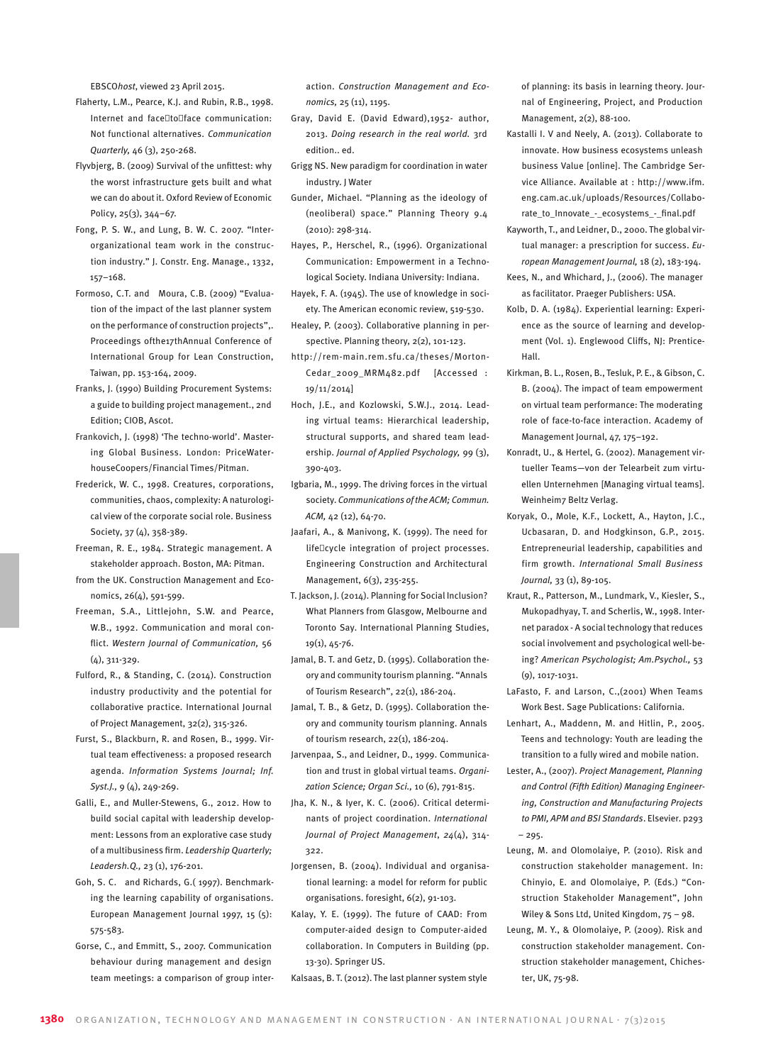EBSCO*host*, viewed 23 April 2015.

Flaherty, L.M., Pearce, K.J. and Rubin, R.B., 1998. Internet and face‐to‐face communication: Not functional alternatives. *Communication Quarterly,* 46 (3), 250-268.

Flyvbjerg, B. (2009) Survival of the unfittest: why the worst infrastructure gets built and what we can do about it. Oxford Review of Economic Policy, 25(3), 344–67.

Fong, P. S. W., and Lung, B. W. C. 2007. "Interorganizational team work in the construction industry." J. Constr. Eng. Manage., 1332, 157–168.

Formoso, C.T. and Moura, C.B. (2009) "Evaluation of the impact of the last planner system on the performance of construction projects",. Proceedings ofthe17thAnnual Conference of International Group for Lean Construction, Taiwan, pp. 153-164, 2009.

Franks, J. (1990) Building Procurement Systems: a guide to building project management., 2nd Edition; CIOB, Ascot.

Frankovich, J. (1998) 'The techno-world'. Mastering Global Business. London: PriceWaterhouseCoopers/Financial Times/Pitman.

Frederick, W. C., 1998. Creatures, corporations, communities, chaos, complexity: A naturological view of the corporate social role. Business Society, 37 (4), 358-389.

Freeman, R. E., 1984. Strategic management. A stakeholder approach. Boston, MA: Pitman.

from the UK. Construction Management and Economics, 26(4), 591-599.

Freeman, S.A., Littlejohn, S.W. and Pearce, W.B., 1992. Communication and moral conflict. *Western Journal of Communication,* 56 (4), 311-329.

Fulford, R., & Standing, C. (2014). Construction industry productivity and the potential for collaborative practice. International Journal of Project Management, 32(2), 315-326.

Furst, S., Blackburn, R. and Rosen, B., 1999. Virtual team effectiveness: a proposed research agenda. *Information Systems Journal; Inf. Syst.J.,* 9 (4), 249-269.

Galli, E., and Muller-Stewens, G., 2012. How to build social capital with leadership development: Lessons from an explorative case study of a multibusiness firm. *Leadership Quarterly; Leadersh.Q.,* 23 (1), 176-201.

Goh, S. C. and Richards, G.( 1997). Benchmarking the learning capability of organisations. European Management Journal 1997, 15 (5): 575-583.

Gorse, C., and Emmitt, S., 2007. Communication behaviour during management and design team meetings: a comparison of group interaction. *Construction Management and Economics,* 25 (11), 1195.

Gray, David E. (David Edward),1952- author, 2013. *Doing research in the real world.* 3rd edition.. ed.

Grigg NS. New paradigm for coordination in water industry. J Water

Gunder, Michael. "Planning as the ideology of (neoliberal) space." Planning Theory 9.4 (2010): 298-314.

Hayes, P., Herschel, R., (1996). Organizational Communication: Empowerment in a Technological Society. Indiana University: Indiana.

Hayek, F. A. (1945). The use of knowledge in society. The American economic review, 519-530.

Healey, P. (2003). Collaborative planning in perspective. Planning theory, 2(2), 101-123.

http://rem-main.rem.sfu.ca/theses/Morton-Cedar_2009_MRM482.pdf [Accessed : 19/11/2014]

Hoch, J.E., and Kozlowski, S.W.J., 2014. Leading virtual teams: Hierarchical leadership, structural supports, and shared team leadership. *Journal of Applied Psychology,* 99 (3), 390-403.

Igbaria, M., 1999. The driving forces in the virtual society. *Communications of the ACM; Commun. ACM,* 42 (12), 64-70.

Jaafari, A., & Manivong, K. (1999). The need for life‐cycle integration of project processes. Engineering Construction and Architectural Management, 6(3), 235-255.

T. Jackson, J. (2014). Planning for Social Inclusion? What Planners from Glasgow, Melbourne and Toronto Say. International Planning Studies, 19(1), 45-76.

Jamal, B. T. and Getz, D. (1995). Collaboration theory and community tourism planning. "Annals of Tourism Research", 22(1), 186-204.

Jamal, T. B., & Getz, D. (1995). Collaboration theory and community tourism planning. Annals of tourism research, 22(1), 186-204.

Jarvenpaa, S., and Leidner, D., 1999. Communication and trust in global virtual teams. *Organization Science; Organ Sci.,* 10 (6), 791-815.

Jha, K. N., & Iyer, K. C. (2006). Critical determinants of project coordination. *International Journal of Project Management, 24*(4), 314-322.

Jorgensen, B. (2004). Individual and organisational learning: a model for reform for public organisations. foresight, 6(2), 91-103.

Kalay, Y. E. (1999). The future of CAAD: From computer-aided design to Computer-aided collaboration. In Computers in Building (pp. 13-30). Springer US.

Kalsaas, B. T. (2012). The last planner system style of planning: its basis in learning theory. Journal of Engineering, Project, and Production Management, 2(2), 88-100.

Kastalli I. V and Neely, A. (2013). Collaborate to innovate. How business ecosystems unleash business Value [online]. The Cambridge Service Alliance. Available at : http://www.ifm.eng.cam.ac.uk/uploads/Resources/Collaborate_to_Innovate_-_ecosystems_-_final.pdf

Kayworth, T., and Leidner, D., 2000. The global virtual manager: a prescription for success. *European Management Journal,* 18 (2), 183-194.

Kees, N., and Whichard, J., (2006). The manager as facilitator. Praeger Publishers: USA.

Kolb, D. A. (1984). Experiential learning: Experience as the source of learning and development (Vol. 1). Englewood Cliffs, NJ: Prentice-Hall.

Kirkman, B. L., Rosen, B., Tesluk, P. E., & Gibson, C. B. (2004). The impact of team empowerment on virtual team performance: The moderating role of face-to-face interaction. Academy of Management Journal, 47, 175–192.

Konradt, U., & Hertel, G. (2002). Management virtueller Teams—von der Telearbeit zum virtuellen Unternehmen [Managing virtual teams]. Weinheim7 Beltz Verlag.

Koryak, O., Mole, K.F., Lockett, A., Hayton, J.C., Ucbasaran, D. and Hodgkinson, G.P., 2015. Entrepreneurial leadership, capabilities and firm growth. *International Small Business Journal,* 33 (1), 89-105.

Kraut, R., Patterson, M., Lundmark, V., Kiesler, S., Mukopadhyay, T. and Scherlis, W., 1998. Internet paradox - A social technology that reduces social involvement and psychological well-being? *American Psychologist; Am.Psychol.,* 53 (9), 1017-1031.

LaFasto, F. and Larson, C.,(2001) When Teams Work Best. Sage Publications: California.

Lenhart, A., Maddenn, M. and Hitlin, P., 2005. Teens and technology: Youth are leading the transition to a fully wired and mobile nation.

Lester, A., (2007). *Project Management, Planning and Control (Fifth Edition) Managing Engineering, Construction and Manufacturing Projects to PMI, APM and BSI Standards*. Elsevier. p293 – 295.

Leung, M. and Olomolaiye, P. (2010). Risk and construction stakeholder management. In: Chinyio, E. and Olomolaiye, P. (Eds.) "Construction Stakeholder Management", John Wiley & Sons Ltd, United Kingdom, 75 – 98.

Leung, M. Y., & Olomolaiye, P. (2009). Risk and construction stakeholder management. Construction stakeholder management, Chichester, UK, 75-98.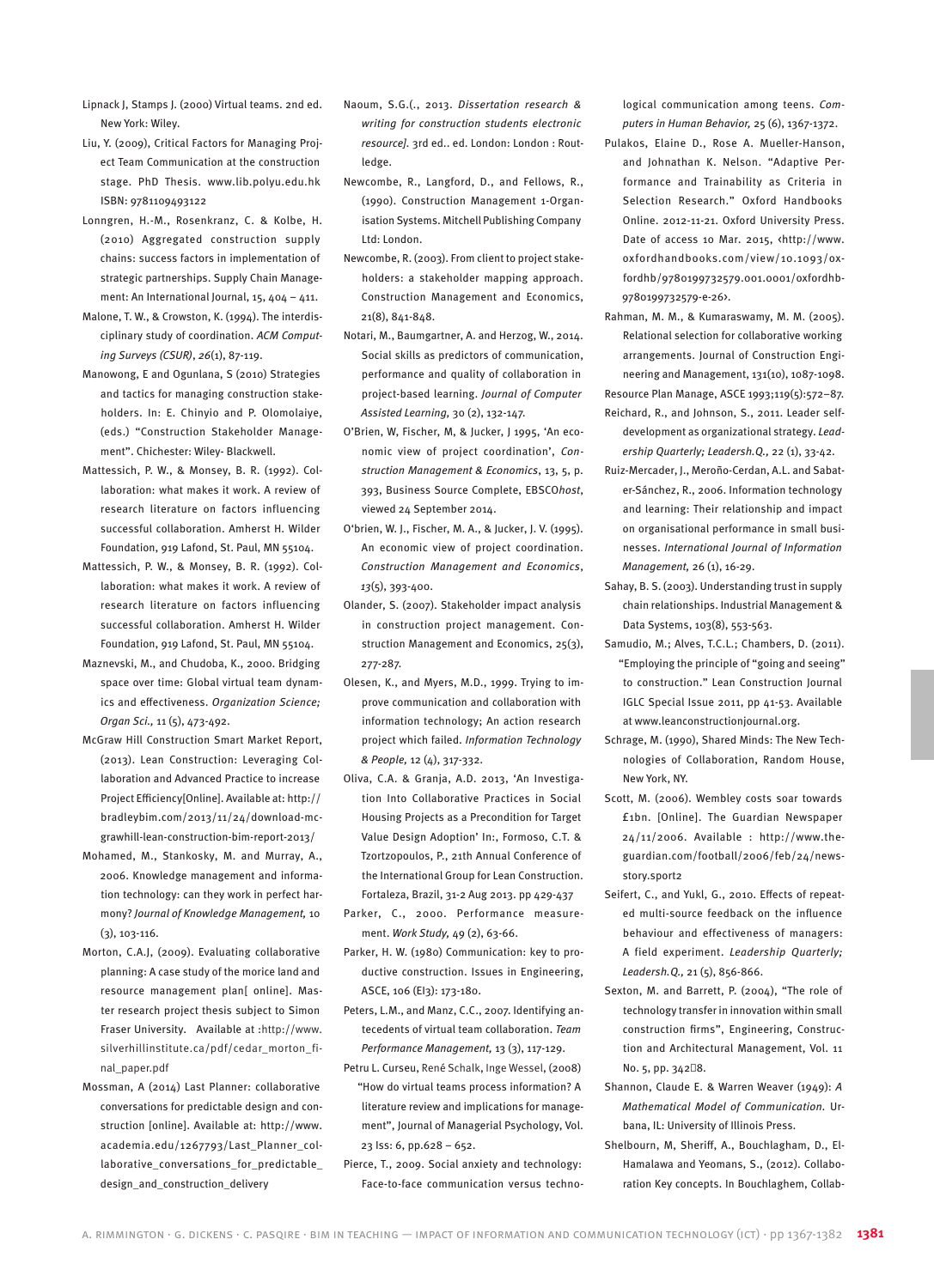Lipnack J, Stamps J. (2000) Virtual teams. 2nd ed. New York: Wiley.

Liu, Y. (2009), Critical Factors for Managing Project Team Communication at the construction stage. PhD Thesis. www.lib.polyu.edu.hk ISBN: 9781109493122

Lonngren, H.-M., Rosenkranz, C. & Kolbe, H. (2010) Aggregated construction supply chains: success factors in implementation of strategic partnerships. Supply Chain Management: An International Journal, 15, 404 – 411.

Malone, T. W., & Crowston, K. (1994). The interdisciplinary study of coordination. *ACM Computing Surveys (CSUR)*, *26*(1), 87-119.

Manowong, E and Ogunlana, S (2010) Strategies and tactics for managing construction stakeholders. In: E. Chinyio and P. Olomolaiye, (eds.) "Construction Stakeholder Management". Chichester: Wiley- Blackwell.

Mattessich, P. W., & Monsey, B. R. (1992). Collaboration: what makes it work. A review of research literature on factors influencing successful collaboration. Amherst H. Wilder Foundation, 919 Lafond, St. Paul, MN 55104.

Mattessich, P. W., & Monsey, B. R. (1992). Collaboration: what makes it work. A review of research literature on factors influencing successful collaboration. Amherst H. Wilder Foundation, 919 Lafond, St. Paul, MN 55104.

Maznevski, M., and Chudoba, K., 2000. Bridging space over time: Global virtual team dynamics and effectiveness. *Organization Science; Organ Sci.,* 11 (5), 473-492.

McGraw Hill Construction Smart Market Report, (2013). Lean Construction: Leveraging Collaboration and Advanced Practice to increase Project Efficiency[Online]. Available at: http://bradleybim.com/2013/11/24/download-mc-grawhill-lean-construction-bim-report-2013/

Mohamed, M., Stankosky, M. and Murray, A., 2006. Knowledge management and information technology: can they work in perfect harmony? *Journal of Knowledge Management,* 10 (3), 103-116.

Morton, C.A.J, (2009). Evaluating collaborative planning: A case study of the morice land and resource management plan[ online]. Master research project thesis subject to Simon Fraser University. Available at :http://www.silverhillinstitute.ca/pdf/cedar_morton_final_paper.pdf

Mossman, A (2014) Last Planner: collaborative conversations for predictable design and construction [online]. Available at: http://www.academia.edu/1267793/Last_Planner_collaborative_conversations_for_predictable_design_and_construction_delivery

Naoum, S.G.(., 2013. *Dissertation research & writing for construction students electronic resource].* 3rd ed.. ed. London: London : Routledge.

Newcombe, R., Langford, D., and Fellows, R., (1990). Construction Management 1-Organisation Systems. Mitchell Publishing Company Ltd: London.

Newcombe, R. (2003). From client to project stakeholders: a stakeholder mapping approach. Construction Management and Economics, 21(8), 841-848.

Notari, M., Baumgartner, A. and Herzog, W., 2014. Social skills as predictors of communication, performance and quality of collaboration in project-based learning. *Journal of Computer Assisted Learning,* 30 (2), 132-147.

O'Brien, W, Fischer, M, & Jucker, J 1995, 'An economic view of project coordination', *Construction Management & Economics*, 13, 5, p. 393, Business Source Complete, EBSCO*host*, viewed 24 September 2014.

O'brien, W. J., Fischer, M. A., & Jucker, J. V. (1995). An economic view of project coordination. *Construction Management and Economics*, *13*(5), 393-400.

Olander, S. (2007). Stakeholder impact analysis in construction project management. Construction Management and Economics, 25(3), 277-287.

Olesen, K., and Myers, M.D., 1999. Trying to improve communication and collaboration with information technology; An action research project which failed. *Information Technology & People,* 12 (4), 317-332.

Oliva, C.A. & Granja, A.D. 2013, 'An Investigation Into Collaborative Practices in Social Housing Projects as a Precondition for Target Value Design Adoption' In:, Formoso, C.T. & Tzortzopoulos, P., 21th Annual Conference of the International Group for Lean Construction. Fortaleza, Brazil, 31-2 Aug 2013. pp 429-437

Parker, C., 2000. Performance measurement. *Work Study,* 49 (2), 63-66.

Parker, H. W. (1980) Communication: key to productive construction. Issues in Engineering, ASCE, 106 (EI3): 173-180.

Peters, L.M., and Manz, C.C., 2007. Identifying antecedents of virtual team collaboration. *Team Performance Management,* 13 (3), 117-129.

Petru L. Curseu, René Schalk, Inge Wessel, (2008) "How do virtual teams process information? A literature review and implications for management", Journal of Managerial Psychology, Vol. 23 Iss: 6, pp.628 – 652.

Pierce, T., 2009. Social anxiety and technology: Face-to-face communication versus technological communication among teens. *Computers in Human Behavior,* 25 (6), 1367-1372.

Pulakos, Elaine D., Rose A. Mueller-Hanson, and Johnathan K. Nelson. "Adaptive Performance and Trainability as Criteria in Selection Research." Oxford Handbooks Online. 2012-11-21. Oxford University Press. Date of access 10 Mar. 2015, ‹http://www.oxfordhandbooks.com/view/10.1093/oxfordhb/9780199732579.001.0001/oxfordhb-9780199732579-e-26›.

Rahman, M. M., & Kumaraswamy, M. M. (2005). Relational selection for collaborative working arrangements. Journal of Construction Engineering and Management, 131(10), 1087-1098.

Resource Plan Manage, ASCE 1993;119(5):572–87.

Reichard, R., and Johnson, S., 2011. Leader self-development as organizational strategy. *Leadership Quarterly; Leadersh.Q.,* 22 (1), 33-42.

Ruiz-Mercader, J., Meroño-Cerdan, A.L. and Sabater-Sánchez, R., 2006. Information technology and learning: Their relationship and impact on organisational performance in small businesses. *International Journal of Information Management,* 26 (1), 16-29.

Sahay, B. S. (2003). Understanding trust in supply chain relationships. Industrial Management & Data Systems, 103(8), 553-563.

Samudio, M.; Alves, T.C.L.; Chambers, D. (2011). "Employing the principle of "going and seeing" to construction." Lean Construction Journal IGLC Special Issue 2011, pp 41-53. Available at www.leanconstructionjournal.org.

Schrage, M. (1990), Shared Minds: The New Technologies of Collaboration, Random House, New York, NY.

Scott, M. (2006). Wembley costs soar towards £1bn. [Online]. The Guardian Newspaper 24/11/2006. Available : http://www.theguardian.com/football/2006/feb/24/newsstory.sport2

Seifert, C., and Yukl, G., 2010. Effects of repeated multi-source feedback on the influence behaviour and effectiveness of managers: A field experiment. *Leadership Quarterly; Leadersh.Q.,* 21 (5), 856-866.

Sexton, M. and Barrett, P. (2004), "The role of technology transfer in innovation within small construction firms", Engineering, Construction and Architectural Management, Vol. 11 No. 5, pp. 342□8.

Shannon, Claude E. & Warren Weaver (1949): *A Mathematical Model of Communication.* Urbana, IL: University of Illinois Press.

Shelbourn, M, Sheriff, A., Bouchlagham, D., El-Hamalawa and Yeomans, S., (2012). Collaboration Key concepts. In Bouchlaghem, Collab-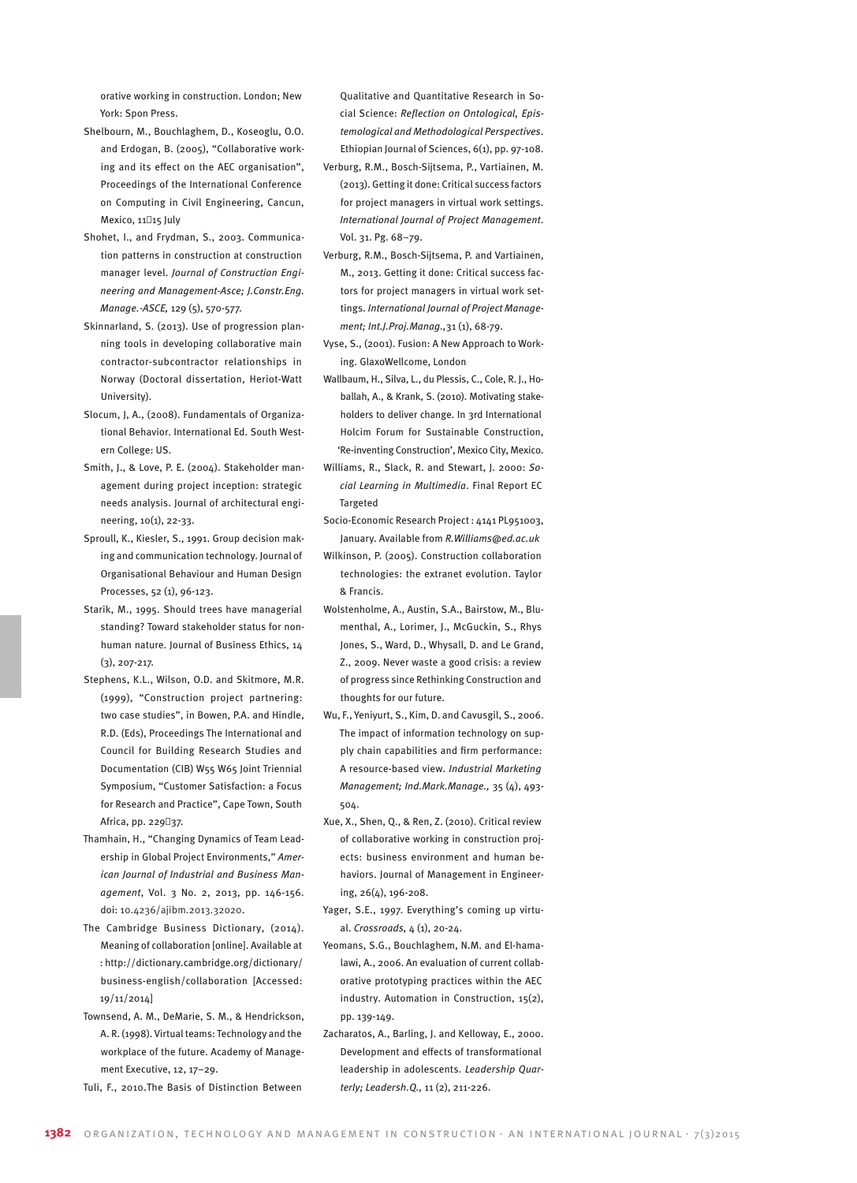orative working in construction. London; New York: Spon Press.

Shelbourn, M., Bouchlaghem, D., Koseoglu, O.O. and Erdogan, B. (2005), "Collaborative working and its effect on the AEC organisation", Proceedings of the International Conference on Computing in Civil Engineering, Cancun, Mexico, 11–15 July

Shohet, I., and Frydman, S., 2003. Communication patterns in construction at construction manager level. *Journal of Construction Engineering and Management-Asce; J.Constr.Eng. Manage.-ASCE,* 129 (5), 570-577.

Skinnarland, S. (2013). Use of progression planning tools in developing collaborative main contractor-subcontractor relationships in Norway (Doctoral dissertation, Heriot-Watt University).

Slocum, J, A., (2008). Fundamentals of Organizational Behavior. International Ed. South Western College: US.

Smith, J., & Love, P. E. (2004). Stakeholder management during project inception: strategic needs analysis. Journal of architectural engineering, 10(1), 22-33.

Sproull, K., Kiesler, S., 1991. Group decision making and communication technology. Journal of Organisational Behaviour and Human Design Processes, 52 (1), 96-123.

Starik, M., 1995. Should trees have managerial standing? Toward stakeholder status for non-human nature. Journal of Business Ethics, 14 (3), 207-217.

Stephens, K.L., Wilson, O.D. and Skitmore, M.R. (1999), "Construction project partnering: two case studies", in Bowen, P.A. and Hindle, R.D. (Eds), Proceedings The International and Council for Building Research Studies and Documentation (CIB) W55 W65 Joint Triennial Symposium, "Customer Satisfaction: a Focus for Research and Practice", Cape Town, South Africa, pp. 229–37.

Thamhain, H., "Changing Dynamics of Team Leadership in Global Project Environments," *American Journal of Industrial and Business Management*, Vol. 3 No. 2, 2013, pp. 146-156. doi: 10.4236/ajibm.2013.32020.

The Cambridge Business Dictionary, (2014). Meaning of collaboration [online]. Available at : http://dictionary.cambridge.org/dictionary/business-english/collaboration [Accessed: 19/11/2014]

Townsend, A. M., DeMarie, S. M., & Hendrickson, A. R. (1998). Virtual teams: Technology and the workplace of the future. Academy of Management Executive, 12, 17–29.

Tuli, F., 2010.The Basis of Distinction Between Qualitative and Quantitative Research in Social Science: *Reflection on Ontological, Epistemological and Methodological Perspectives*. Ethiopian Journal of Sciences, 6(1), pp. 97-108.

Verburg, R.M., Bosch-Sijtsema, P., Vartiainen, M. (2013). Getting it done: Critical success factors for project managers in virtual work settings. *International Journal of Project Management*. Vol. 31. Pg. 68–79.

Verburg, R.M., Bosch-Sijtsema, P. and Vartiainen, M., 2013. Getting it done: Critical success factors for project managers in virtual work settings. *International Journal of Project Management; Int.J.Proj.Manag.,*31 (1), 68-79.

Vyse, S., (2001). Fusion: A New Approach to Working. GlaxoWellcome, London

Wallbaum, H., Silva, L., du Plessis, C., Cole, R. J., Hoballah, A., & Krank, S. (2010). Motivating stakeholders to deliver change. In 3rd International Holcim Forum for Sustainable Construction, 'Re-inventing Construction', Mexico City, Mexico.

Williams, R., Slack, R. and Stewart, J. 2000: *Social Learning in Multimedia*. Final Report EC Targeted

Socio-Economic Research Project : 4141 PL951003, January. Available from *R.Williams@ed.ac.uk*

Wilkinson, P. (2005). Construction collaboration technologies: the extranet evolution. Taylor & Francis.

Wolstenholme, A., Austin, S.A., Bairstow, M., Blumenthal, A., Lorimer, J., McGuckin, S., Rhys Jones, S., Ward, D., Whysall, D. and Le Grand, Z., 2009. Never waste a good crisis: a review of progress since Rethinking Construction and thoughts for our future.

Wu, F., Yeniyurt, S., Kim, D. and Cavusgil, S., 2006. The impact of information technology on supply chain capabilities and firm performance: A resource-based view. *Industrial Marketing Management; Ind.Mark.Manage.,* 35 (4), 493-504.

Xue, X., Shen, Q., & Ren, Z. (2010). Critical review of collaborative working in construction projects: business environment and human behaviors. Journal of Management in Engineering, 26(4), 196-208.

Yager, S.E., 1997. Everything's coming up virtual. *Crossroads,* 4 (1), 20-24.

Yeomans, S.G., Bouchlaghem, N.M. and El-hamalawi, A., 2006. An evaluation of current collaborative prototyping practices within the AEC industry. Automation in Construction, 15(2), pp. 139-149.

Zacharatos, A., Barling, J. and Kelloway, E., 2000. Development and effects of transformational leadership in adolescents. *Leadership Quarterly; Leadersh.Q.,* 11 (2), 211-226.